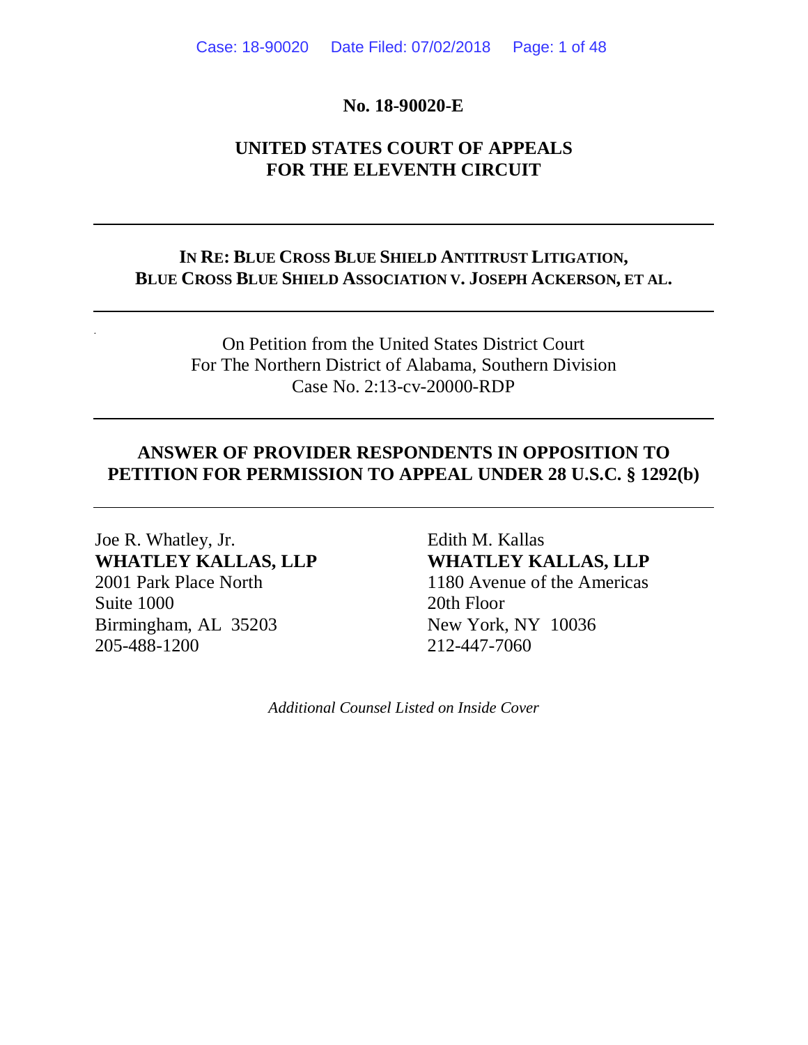**No. 18-90020-E**

**UNITED STATES COURT OF APPEALS**
**FOR THE ELEVENTH CIRCUIT**

---

**IN RE: BLUE CROSS BLUE SHIELD ANTITRUST LITIGATION,**
**BLUE CROSS BLUE SHIELD ASSOCIATION V. JOSEPH ACKERSON, ET AL.**

---

On Petition from the United States District Court
For The Northern District of Alabama, Southern Division
Case No. 2:13-cv-20000-RDP

---

**ANSWER OF PROVIDER RESPONDENTS IN OPPOSITION TO PETITION FOR PERMISSION TO APPEAL UNDER 28 U.S.C. § 1292(b)**

---

Joe R. Whatley, Jr.
**WHATLEY KALLAS, LLP**
2001 Park Place North
Suite 1000
Birmingham, AL 35203
205-488-1200

Edith M. Kallas
**WHATLEY KALLAS, LLP**
1180 Avenue of the Americas
20th Floor
New York, NY 10036
212-447-7060

*Additional Counsel Listed on Inside Cover*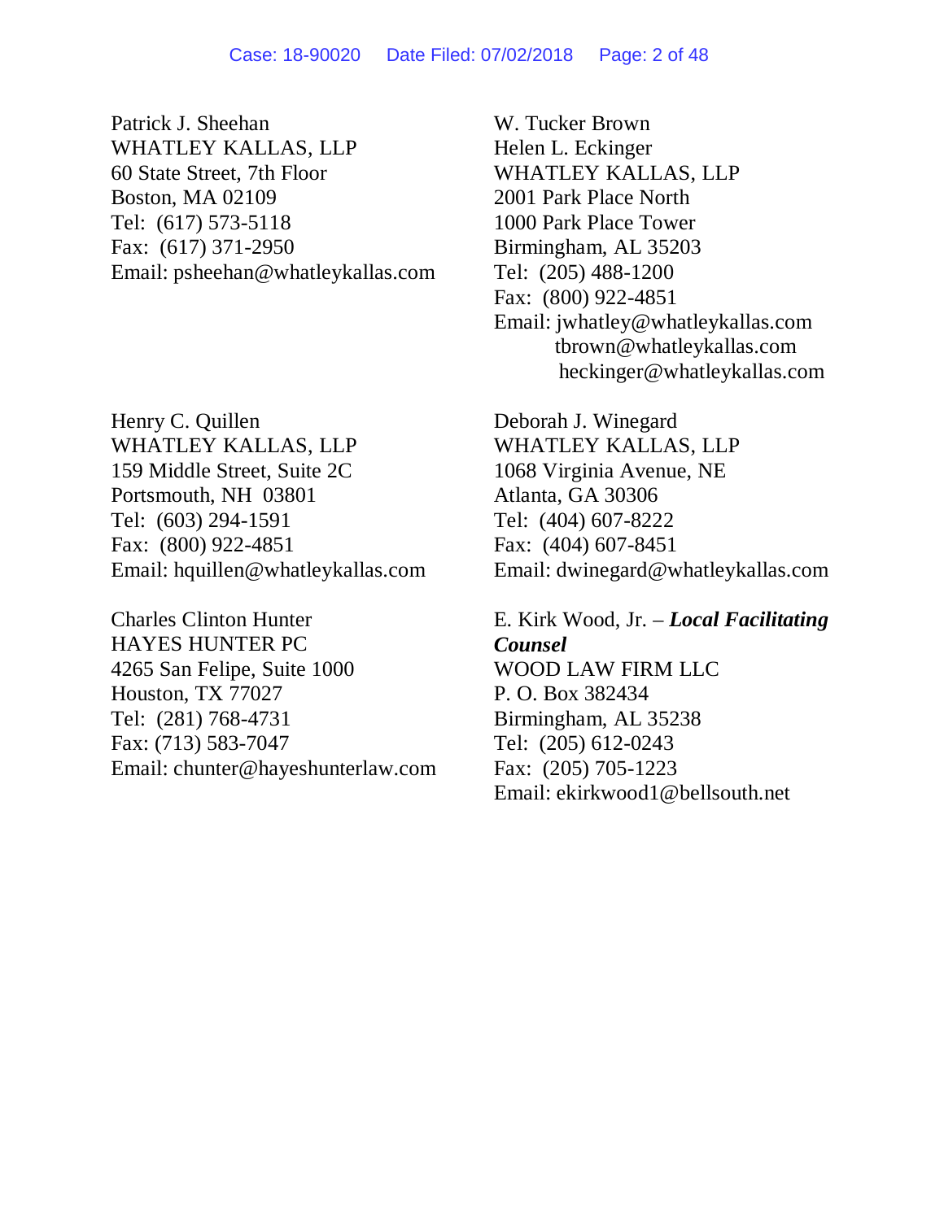Patrick J. Sheehan
WHATLEY KALLAS, LLP
60 State Street, 7th Floor
Boston, MA 02109
Tel: (617) 573-5118
Fax: (617) 371-2950
Email: psheehan@whatleykallas.com

W. Tucker Brown
Helen L. Eckinger
WHATLEY KALLAS, LLP
2001 Park Place North
1000 Park Place Tower
Birmingham, AL 35203
Tel: (205) 488-1200
Fax: (800) 922-4851
Email: jwhatley@whatleykallas.com
tbrown@whatleykallas.com
heckinger@whatleykallas.com

Henry C. Quillen
WHATLEY KALLAS, LLP
159 Middle Street, Suite 2C
Portsmouth, NH 03801
Tel: (603) 294-1591
Fax: (800) 922-4851
Email: hquillen@whatleykallas.com

Deborah J. Winegard
WHATLEY KALLAS, LLP
1068 Virginia Avenue, NE
Atlanta, GA 30306
Tel: (404) 607-8222
Fax: (404) 607-8451
Email: dwinegard@whatleykallas.com

Charles Clinton Hunter
HAYES HUNTER PC
4265 San Felipe, Suite 1000
Houston, TX 77027
Tel: (281) 768-4731
Fax: (713) 583-7047
Email: chunter@hayeshunterlaw.com

E. Kirk Wood, Jr. – ***Local Facilitating Counsel***
WOOD LAW FIRM LLC
P. O. Box 382434
Birmingham, AL 35238
Tel: (205) 612-0243
Fax: (205) 705-1223
Email: ekirkwood1@bellsouth.net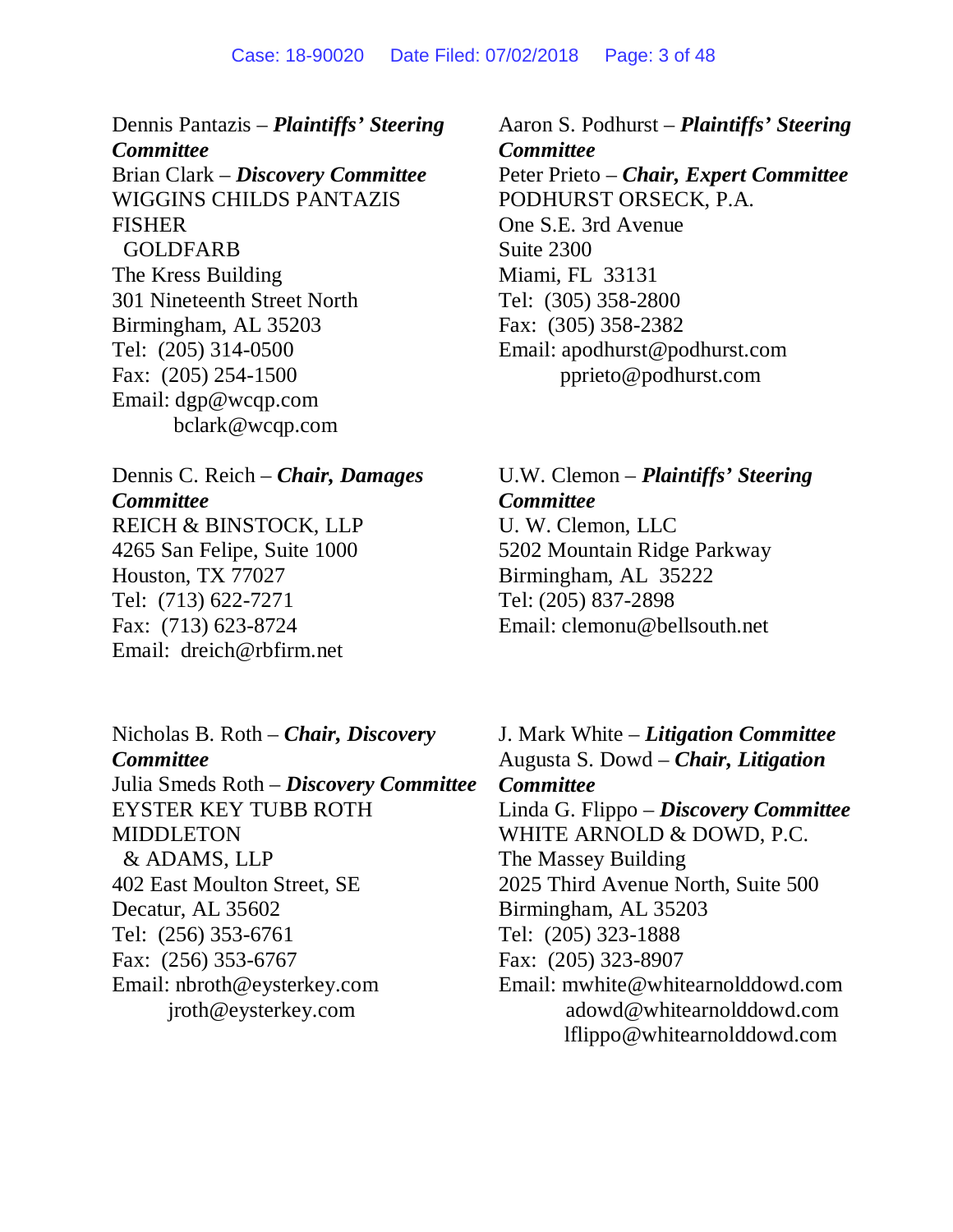Dennis Pantazis – ***Plaintiffs' Steering Committee***
Brian Clark – ***Discovery Committee***
WIGGINS CHILDS PANTAZIS FISHER GOLDFARB
The Kress Building
301 Nineteenth Street North
Birmingham, AL 35203
Tel: (205) 314-0500
Fax: (205) 254-1500
Email: dgp@wcqp.com
bclark@wcqp.com

Aaron S. Podhurst – ***Plaintiffs' Steering Committee***
Peter Prieto – ***Chair, Expert Committee***
PODHURST ORSECK, P.A.
One S.E. 3rd Avenue
Suite 2300
Miami, FL 33131
Tel: (305) 358-2800
Fax: (305) 358-2382
Email: apodhurst@podhurst.com
pprieto@podhurst.com

Dennis C. Reich – ***Chair, Damages Committee***
REICH & BINSTOCK, LLP
4265 San Felipe, Suite 1000
Houston, TX 77027
Tel: (713) 622-7271
Fax: (713) 623-8724
Email: dreich@rbfirm.net

U.W. Clemon – ***Plaintiffs' Steering Committee***
U. W. Clemon, LLC
5202 Mountain Ridge Parkway
Birmingham, AL 35222
Tel: (205) 837-2898
Email: clemonu@bellsouth.net

Nicholas B. Roth – ***Chair, Discovery Committee***
Julia Smeds Roth – ***Discovery Committee***
EYSTER KEY TUBB ROTH MIDDLETON & ADAMS, LLP
402 East Moulton Street, SE
Decatur, AL 35602
Tel: (256) 353-6761
Fax: (256) 353-6767
Email: nbroth@eysterkey.com
jroth@eysterkey.com

J. Mark White – ***Litigation Committee***
Augusta S. Dowd – ***Chair, Litigation Committee***
Linda G. Flippo – ***Discovery Committee***
WHITE ARNOLD & DOWD, P.C.
The Massey Building
2025 Third Avenue North, Suite 500
Birmingham, AL 35203
Tel: (205) 323-1888
Fax: (205) 323-8907
Email: mwhite@whitearnolddowd.com
adowd@whitearnolddowd.com
lflippo@whitearnolddowd.com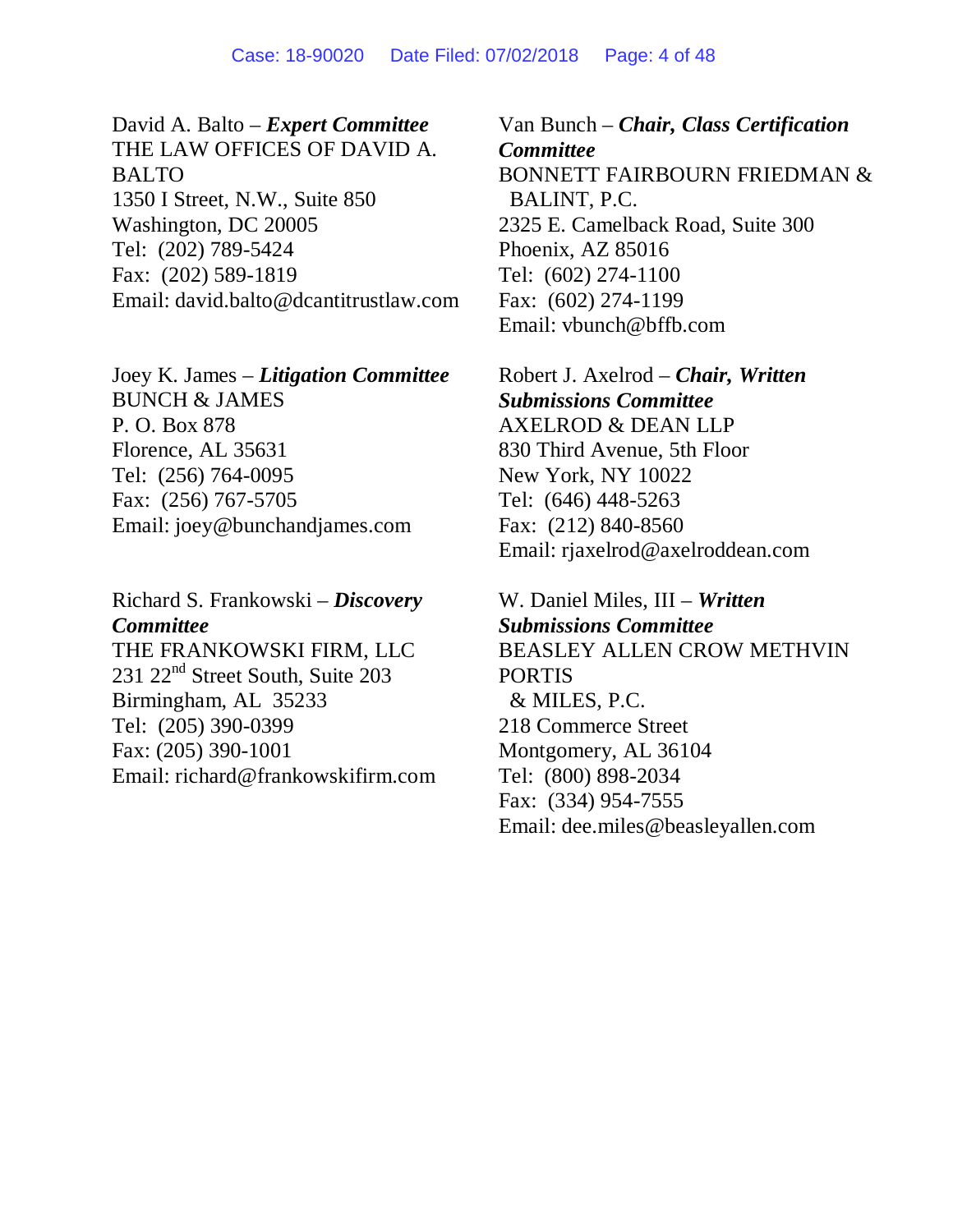David A. Balto – ***Expert Committee***
THE LAW OFFICES OF DAVID A. BALTO
1350 I Street, N.W., Suite 850
Washington, DC 20005
Tel: (202) 789-5424
Fax: (202) 589-1819
Email: david.balto@dcantitrustlaw.com

Joey K. James – ***Litigation Committee***
BUNCH & JAMES
P. O. Box 878
Florence, AL 35631
Tel: (256) 764-0095
Fax: (256) 767-5705
Email: joey@bunchandjames.com

Richard S. Frankowski – ***Discovery Committee***
THE FRANKOWSKI FIRM, LLC
231 22nd Street South, Suite 203
Birmingham, AL 35233
Tel: (205) 390-0399
Fax: (205) 390-1001
Email: richard@frankowskifirm.com

Van Bunch – ***Chair, Class Certification Committee***
BONNETT FAIRBOURN FRIEDMAN & BALINT, P.C.
2325 E. Camelback Road, Suite 300
Phoenix, AZ 85016
Tel: (602) 274-1100
Fax: (602) 274-1199
Email: vbunch@bffb.com

Robert J. Axelrod – ***Chair, Written Submissions Committee***
AXELROD & DEAN LLP
830 Third Avenue, 5th Floor
New York, NY 10022
Tel: (646) 448-5263
Fax: (212) 840-8560
Email: rjaxelrod@axelroddean.com

W. Daniel Miles, III – ***Written Submissions Committee***
BEASLEY ALLEN CROW METHVIN PORTIS & MILES, P.C.
218 Commerce Street
Montgomery, AL 36104
Tel: (800) 898-2034
Fax: (334) 954-7555
Email: dee.miles@beasleyallen.com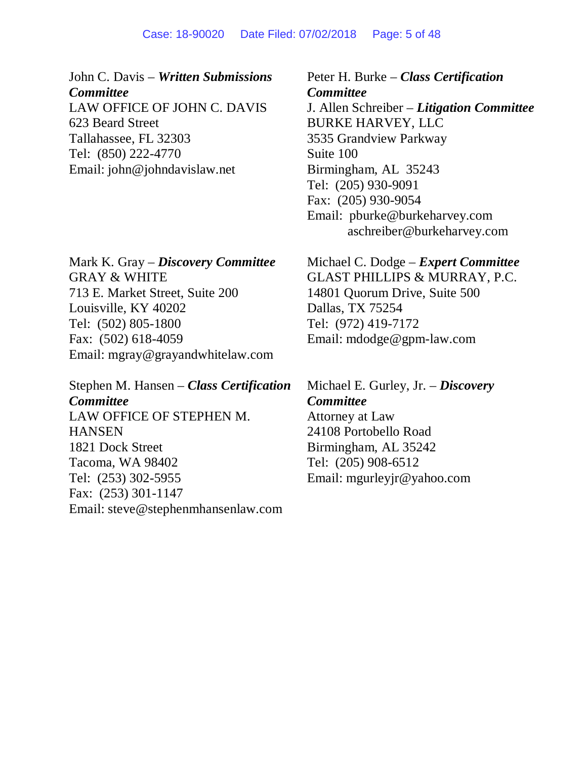John C. Davis – ***Written Submissions Committee***
LAW OFFICE OF JOHN C. DAVIS
623 Beard Street
Tallahassee, FL 32303
Tel: (850) 222-4770
Email: john@johndavislaw.net

Peter H. Burke – ***Class Certification Committee***
J. Allen Schreiber – ***Litigation Committee***
BURKE HARVEY, LLC
3535 Grandview Parkway
Suite 100
Birmingham, AL 35243
Tel: (205) 930-9091
Fax: (205) 930-9054
Email: pburke@burkeharvey.com
aschreiber@burkeharvey.com

Mark K. Gray – ***Discovery Committee***
GRAY & WHITE
713 E. Market Street, Suite 200
Louisville, KY 40202
Tel: (502) 805-1800
Fax: (502) 618-4059
Email: mgray@grayandwhitelaw.com

Michael C. Dodge – ***Expert Committee***
GLAST PHILLIPS & MURRAY, P.C.
14801 Quorum Drive, Suite 500
Dallas, TX 75254
Tel: (972) 419-7172
Email: mdodge@gpm-law.com

Stephen M. Hansen – ***Class Certification Committee***
LAW OFFICE OF STEPHEN M. HANSEN
1821 Dock Street
Tacoma, WA 98402
Tel: (253) 302-5955
Fax: (253) 301-1147
Email: steve@stephenmhansenlaw.com

Michael E. Gurley, Jr. – ***Discovery Committee***
Attorney at Law
24108 Portobello Road
Birmingham, AL 35242
Tel: (205) 908-6512
Email: mgurleyjr@yahoo.com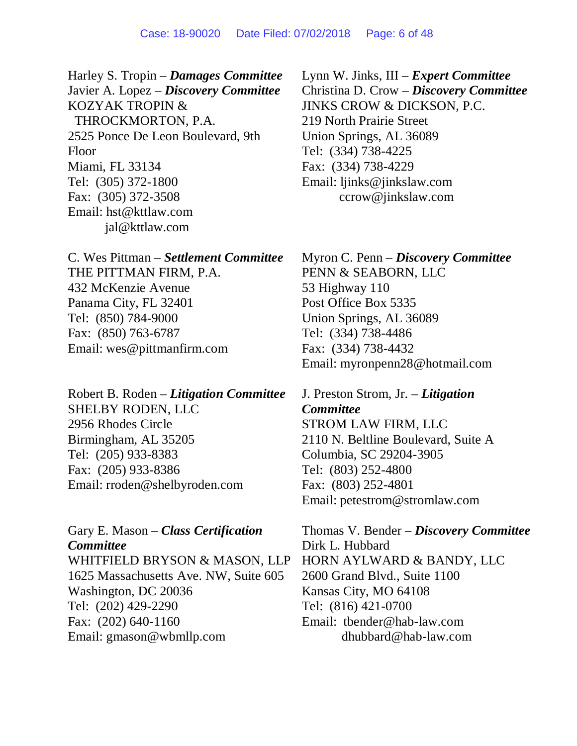Harley S. Tropin – ***Damages Committee***
Javier A. Lopez – ***Discovery Committee***
KOZYAK TROPIN &
THROCKMORTON, P.A.
2525 Ponce De Leon Boulevard, 9th Floor
Miami, FL 33134
Tel: (305) 372-1800
Fax: (305) 372-3508
Email: hst@kttlaw.com
jal@kttlaw.com

Lynn W. Jinks, III – ***Expert Committee***
Christina D. Crow – ***Discovery Committee***
JINKS CROW & DICKSON, P.C.
219 North Prairie Street
Union Springs, AL 36089
Tel: (334) 738-4225
Fax: (334) 738-4229
Email: ljinks@jinkslaw.com
ccrow@jinkslaw.com

C. Wes Pittman – ***Settlement Committee***
THE PITTMAN FIRM, P.A.
432 McKenzie Avenue
Panama City, FL 32401
Tel: (850) 784-9000
Fax: (850) 763-6787
Email: wes@pittmanfirm.com

Myron C. Penn – ***Discovery Committee***
PENN & SEABORN, LLC
53 Highway 110
Post Office Box 5335
Union Springs, AL 36089
Tel: (334) 738-4486
Fax: (334) 738-4432
Email: myronpenn28@hotmail.com

Robert B. Roden – ***Litigation Committee***
SHELBY RODEN, LLC
2956 Rhodes Circle
Birmingham, AL 35205
Tel: (205) 933-8383
Fax: (205) 933-8386
Email: rroden@shelbyroden.com

J. Preston Strom, Jr. – ***Litigation Committee***
STROM LAW FIRM, LLC
2110 N. Beltline Boulevard, Suite A
Columbia, SC 29204-3905
Tel: (803) 252-4800
Fax: (803) 252-4801
Email: petestrom@stromlaw.com

Gary E. Mason – ***Class Certification Committee***
WHITFIELD BRYSON & MASON, LLP
1625 Massachusetts Ave. NW, Suite 605
Washington, DC 20036
Tel: (202) 429-2290
Fax: (202) 640-1160
Email: gmason@wbmllp.com

Thomas V. Bender – ***Discovery Committee***
Dirk L. Hubbard
HORN AYLWARD & BANDY, LLC
2600 Grand Blvd., Suite 1100
Kansas City, MO 64108
Tel: (816) 421-0700
Email: tbender@hab-law.com
dhubbard@hab-law.com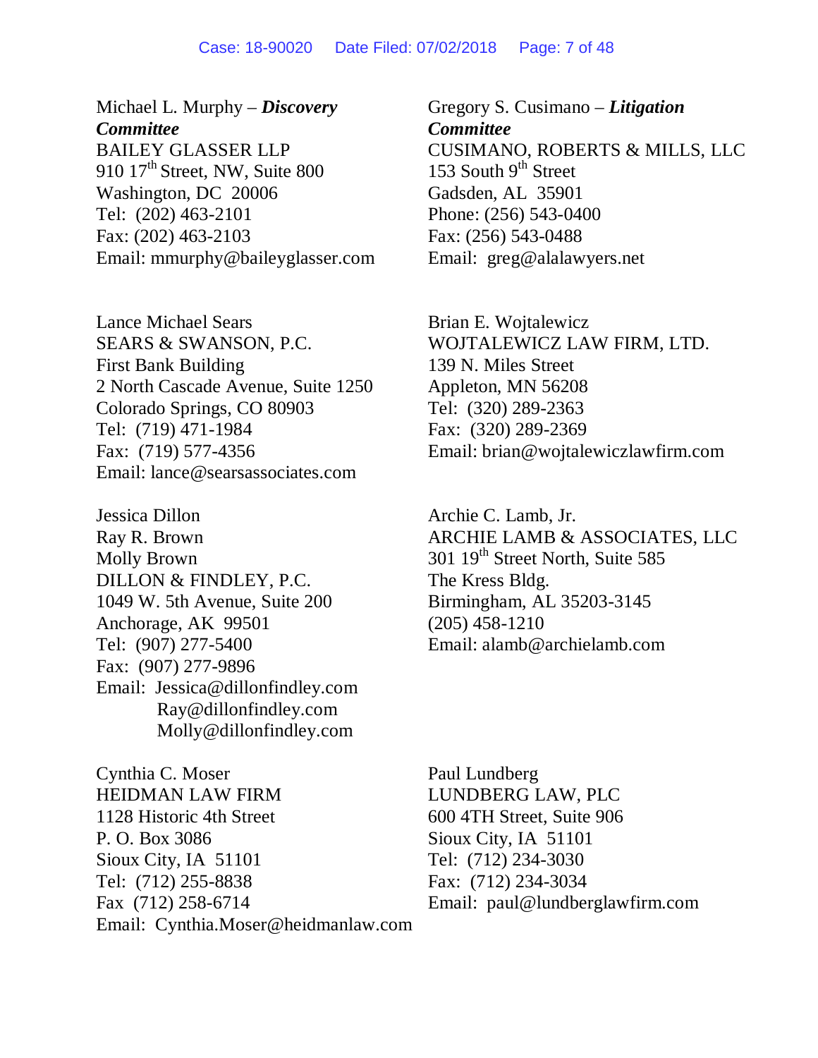Michael L. Murphy – ***Discovery Committee***
BAILEY GLASSER LLP
910 17th Street, NW, Suite 800
Washington, DC 20006
Tel: (202) 463-2101
Fax: (202) 463-2103
Email: mmurphy@baileyglasser.com

Gregory S. Cusimano – ***Litigation Committee***
CUSIMANO, ROBERTS & MILLS, LLC
153 South 9th Street
Gadsden, AL 35901
Phone: (256) 543-0400
Fax: (256) 543-0488
Email: greg@alalawyers.net

Lance Michael Sears
SEARS & SWANSON, P.C.
First Bank Building
2 North Cascade Avenue, Suite 1250
Colorado Springs, CO 80903
Tel: (719) 471-1984
Fax: (719) 577-4356
Email: lance@searsassociates.com

Brian E. Wojtalewicz
WOJTALEWICZ LAW FIRM, LTD.
139 N. Miles Street
Appleton, MN 56208
Tel: (320) 289-2363
Fax: (320) 289-2369
Email: brian@wojtalewiczlawfirm.com

Jessica Dillon
Ray R. Brown
Molly Brown
DILLON & FINDLEY, P.C.
1049 W. 5th Avenue, Suite 200
Anchorage, AK 99501
Tel: (907) 277-5400
Fax: (907) 277-9896
Email: Jessica@dillonfindley.com
Ray@dillonfindley.com
Molly@dillonfindley.com

Archie C. Lamb, Jr.
ARCHIE LAMB & ASSOCIATES, LLC
301 19th Street North, Suite 585
The Kress Bldg.
Birmingham, AL 35203-3145
(205) 458-1210
Email: alamb@archielamb.com

Cynthia C. Moser
HEIDMAN LAW FIRM
1128 Historic 4th Street
P. O. Box 3086
Sioux City, IA 51101
Tel: (712) 255-8838
Fax (712) 258-6714
Email: Cynthia.Moser@heidmanlaw.com

Paul Lundberg
LUNDBERG LAW, PLC
600 4TH Street, Suite 906
Sioux City, IA 51101
Tel: (712) 234-3030
Fax: (712) 234-3034
Email: paul@lundberglawfirm.com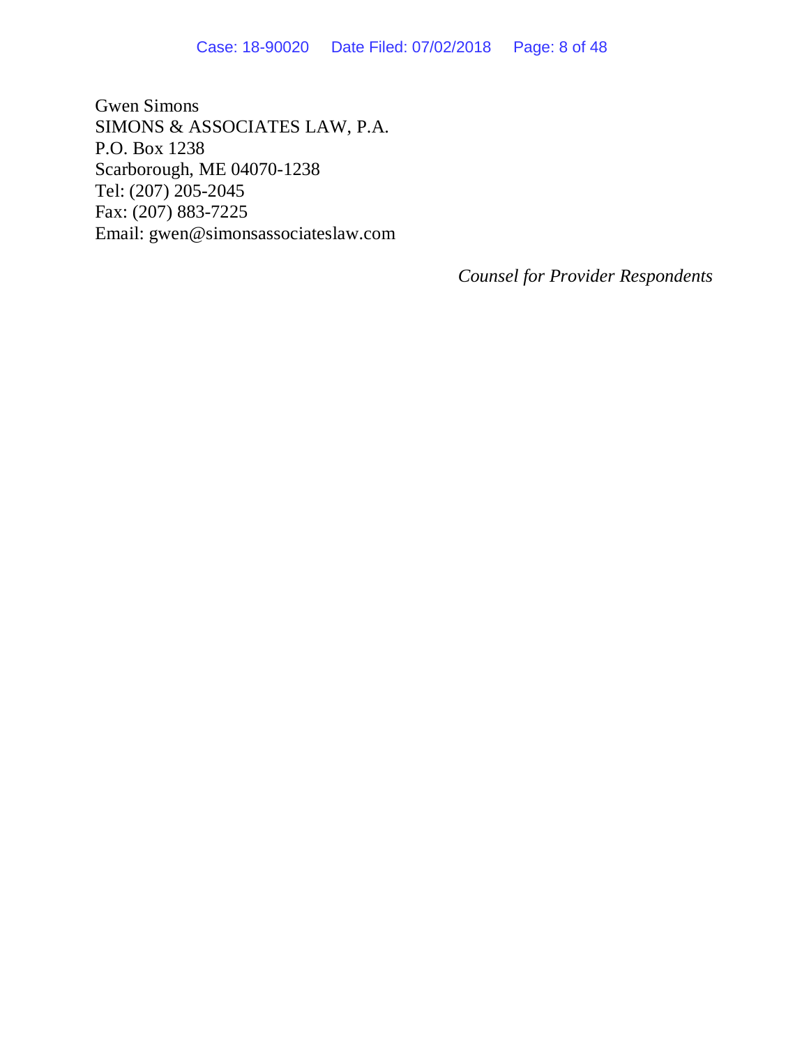Gwen Simons  
SIMONS & ASSOCIATES LAW, P.A.  
P.O. Box 1238  
Scarborough, ME 04070-1238  
Tel: (207) 205-2045  
Fax: (207) 883-7225  
Email: gwen@simonsassociateslaw.com

*Counsel for Provider Respondents*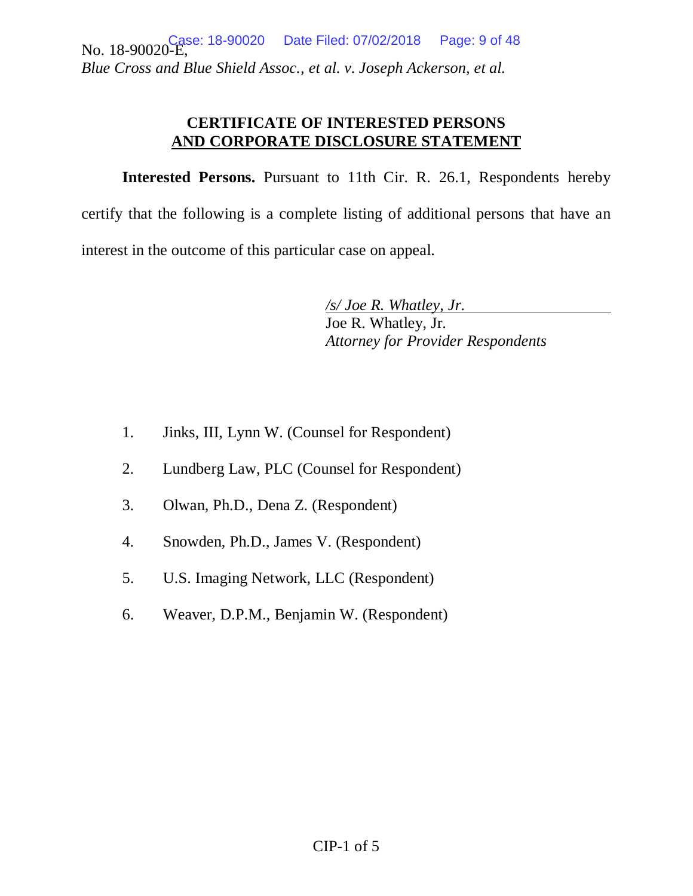No. 18-90020-E,
*Blue Cross and Blue Shield Assoc., et al. v. Joseph Ackerson, et al.*

## CERTIFICATE OF INTERESTED PERSONS AND CORPORATE DISCLOSURE STATEMENT

**Interested Persons.** Pursuant to 11th Cir. R. 26.1, Respondents hereby certify that the following is a complete listing of additional persons that have an interest in the outcome of this particular case on appeal.

*/s/ Joe R. Whatley, Jr.*
Joe R. Whatley, Jr.
*Attorney for Provider Respondents*

1. Jinks, III, Lynn W. (Counsel for Respondent)
2. Lundberg Law, PLC (Counsel for Respondent)
3. Olwan, Ph.D., Dena Z. (Respondent)
4. Snowden, Ph.D., James V. (Respondent)
5. U.S. Imaging Network, LLC (Respondent)
6. Weaver, D.P.M., Benjamin W. (Respondent)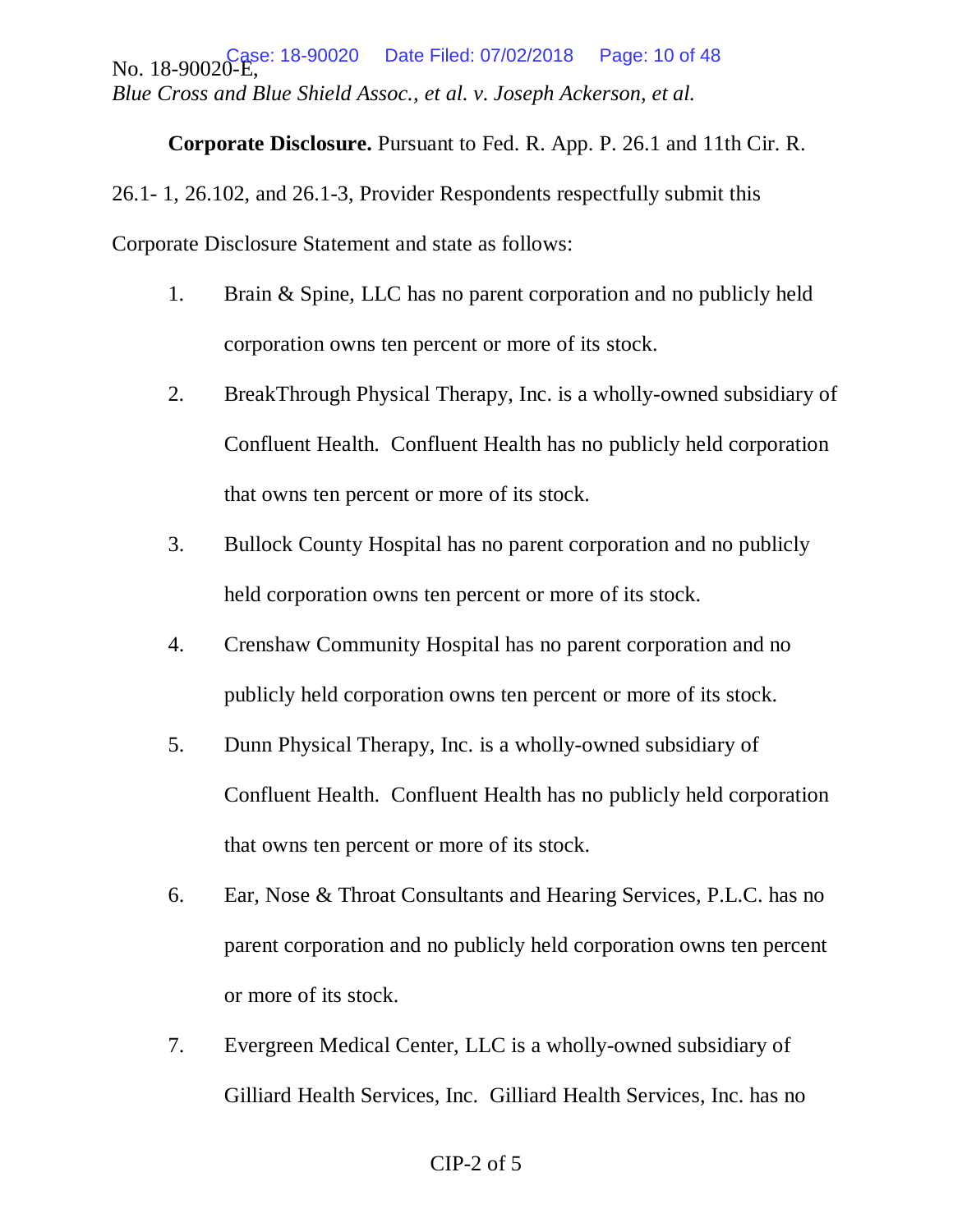No. 18-90020-E,
*Blue Cross and Blue Shield Assoc., et al. v. Joseph Ackerson, et al.*

**Corporate Disclosure.** Pursuant to Fed. R. App. P. 26.1 and 11th Cir. R. 26.1- 1, 26.102, and 26.1-3, Provider Respondents respectfully submit this Corporate Disclosure Statement and state as follows:

1. Brain & Spine, LLC has no parent corporation and no publicly held corporation owns ten percent or more of its stock.
2. BreakThrough Physical Therapy, Inc. is a wholly-owned subsidiary of Confluent Health. Confluent Health has no publicly held corporation that owns ten percent or more of its stock.
3. Bullock County Hospital has no parent corporation and no publicly held corporation owns ten percent or more of its stock.
4. Crenshaw Community Hospital has no parent corporation and no publicly held corporation owns ten percent or more of its stock.
5. Dunn Physical Therapy, Inc. is a wholly-owned subsidiary of Confluent Health. Confluent Health has no publicly held corporation that owns ten percent or more of its stock.
6. Ear, Nose & Throat Consultants and Hearing Services, P.L.C. has no parent corporation and no publicly held corporation owns ten percent or more of its stock.
7. Evergreen Medical Center, LLC is a wholly-owned subsidiary of Gilliard Health Services, Inc. Gilliard Health Services, Inc. has no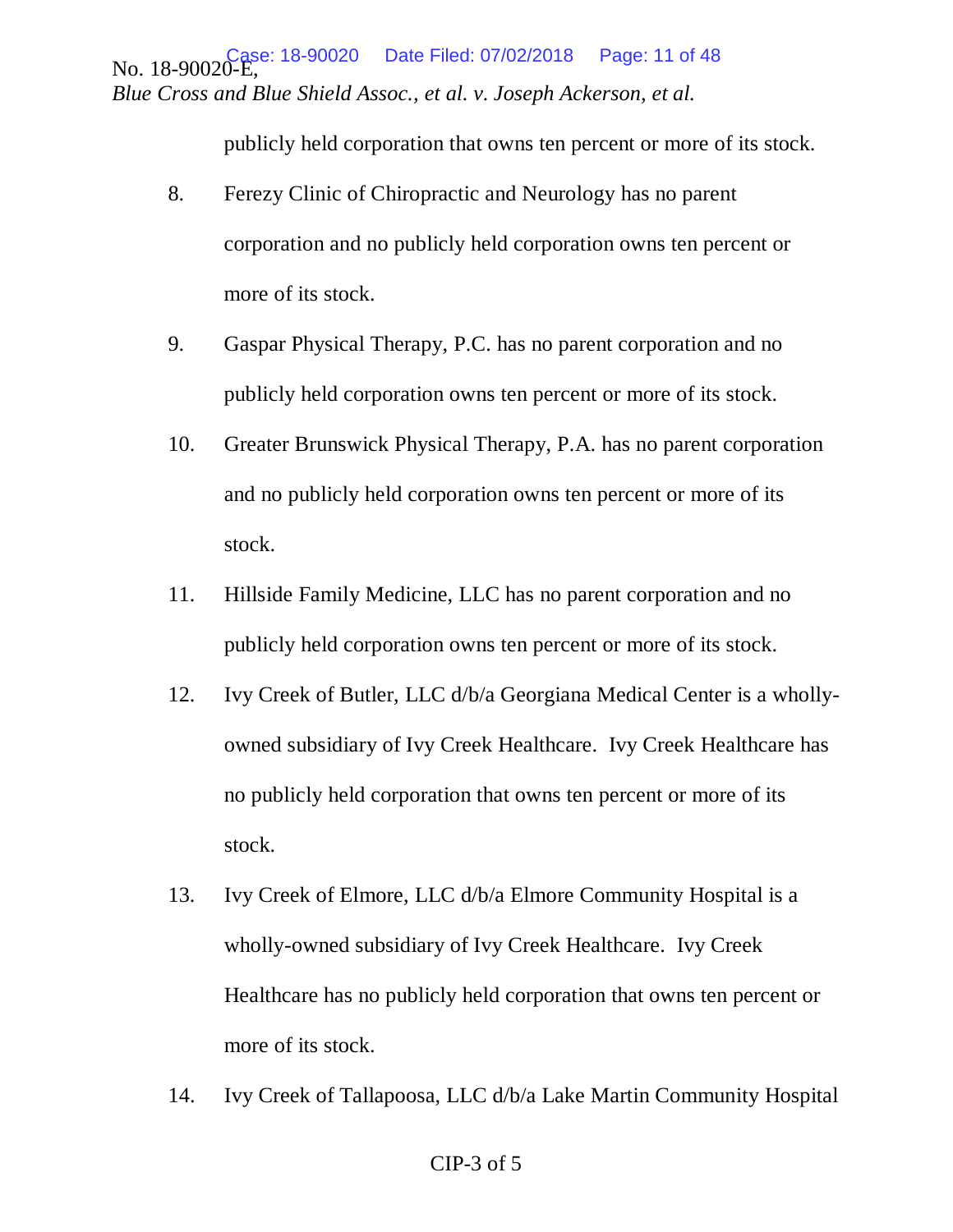publicly held corporation that owns ten percent or more of its stock.

8. Ferezy Clinic of Chiropractic and Neurology has no parent corporation and no publicly held corporation owns ten percent or more of its stock.

9. Gaspar Physical Therapy, P.C. has no parent corporation and no publicly held corporation owns ten percent or more of its stock.

10. Greater Brunswick Physical Therapy, P.A. has no parent corporation and no publicly held corporation owns ten percent or more of its stock.

11. Hillside Family Medicine, LLC has no parent corporation and no publicly held corporation owns ten percent or more of its stock.

12. Ivy Creek of Butler, LLC d/b/a Georgiana Medical Center is a wholly-owned subsidiary of Ivy Creek Healthcare. Ivy Creek Healthcare has no publicly held corporation that owns ten percent or more of its stock.

13. Ivy Creek of Elmore, LLC d/b/a Elmore Community Hospital is a wholly-owned subsidiary of Ivy Creek Healthcare. Ivy Creek Healthcare has no publicly held corporation that owns ten percent or more of its stock.

14. Ivy Creek of Tallapoosa, LLC d/b/a Lake Martin Community Hospital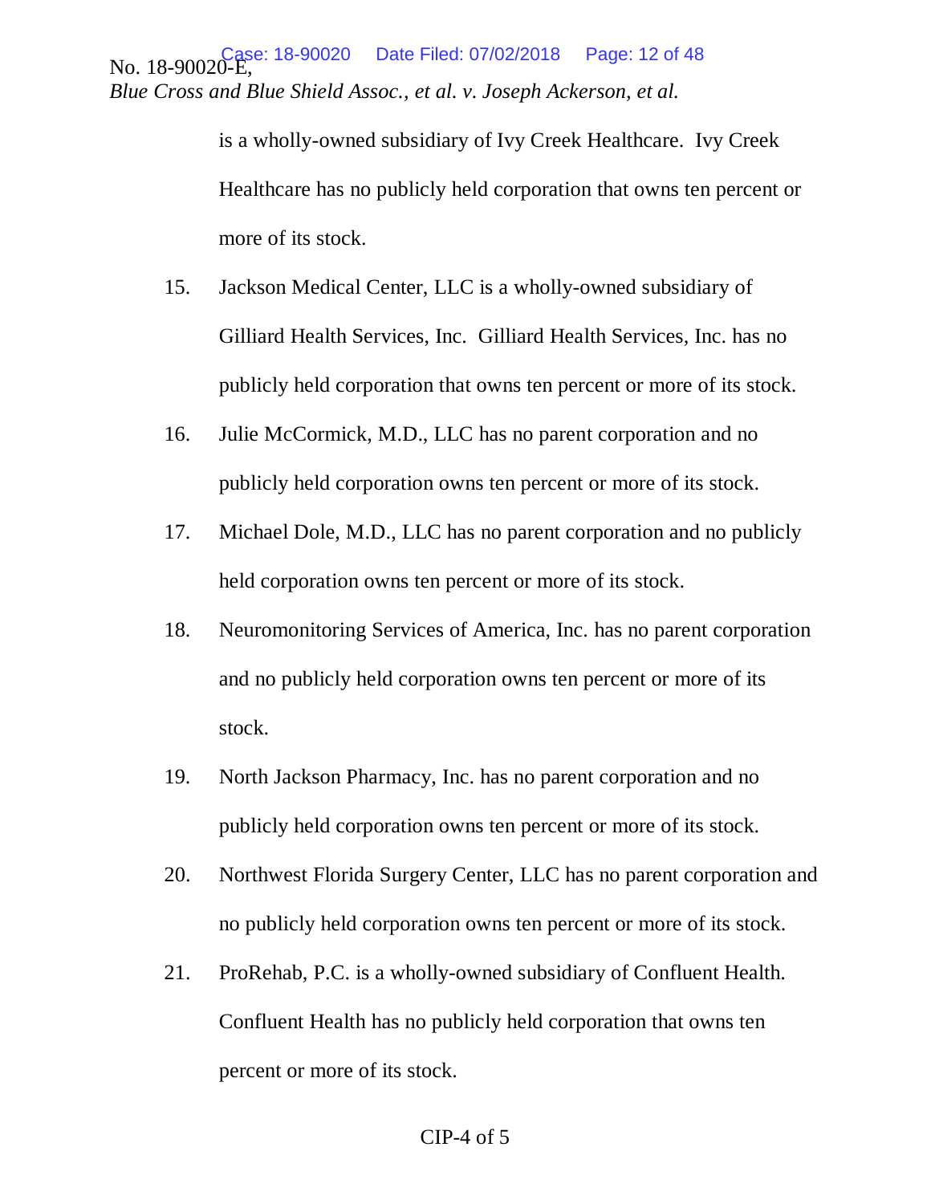is a wholly-owned subsidiary of Ivy Creek Healthcare. Ivy Creek Healthcare has no publicly held corporation that owns ten percent or more of its stock.

15. Jackson Medical Center, LLC is a wholly-owned subsidiary of Gilliard Health Services, Inc. Gilliard Health Services, Inc. has no publicly held corporation that owns ten percent or more of its stock.

16. Julie McCormick, M.D., LLC has no parent corporation and no publicly held corporation owns ten percent or more of its stock.

17. Michael Dole, M.D., LLC has no parent corporation and no publicly held corporation owns ten percent or more of its stock.

18. Neuromonitoring Services of America, Inc. has no parent corporation and no publicly held corporation owns ten percent or more of its stock.

19. North Jackson Pharmacy, Inc. has no parent corporation and no publicly held corporation owns ten percent or more of its stock.

20. Northwest Florida Surgery Center, LLC has no parent corporation and no publicly held corporation owns ten percent or more of its stock.

21. ProRehab, P.C. is a wholly-owned subsidiary of Confluent Health. Confluent Health has no publicly held corporation that owns ten percent or more of its stock.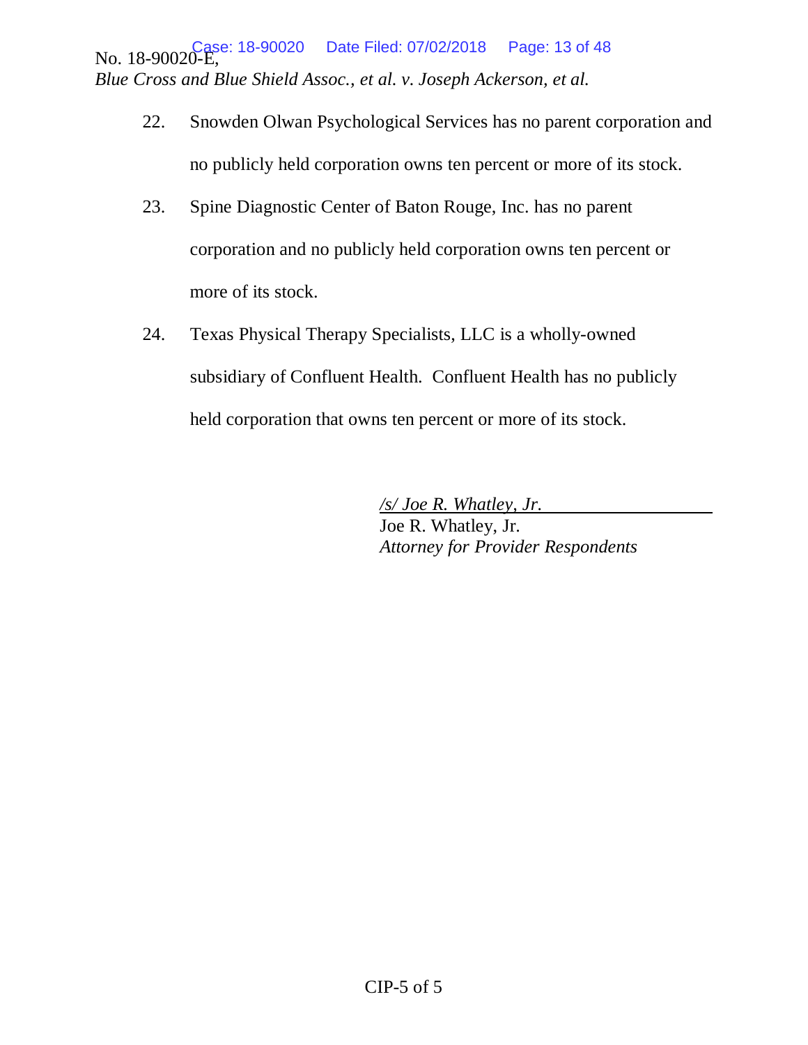22. Snowden Olwan Psychological Services has no parent corporation and no publicly held corporation owns ten percent or more of its stock.

23. Spine Diagnostic Center of Baton Rouge, Inc. has no parent corporation and no publicly held corporation owns ten percent or more of its stock.

24. Texas Physical Therapy Specialists, LLC is a wholly-owned subsidiary of Confluent Health. Confluent Health has no publicly held corporation that owns ten percent or more of its stock.

*/s/ Joe R. Whatley, Jr.*
Joe R. Whatley, Jr.
*Attorney for Provider Respondents*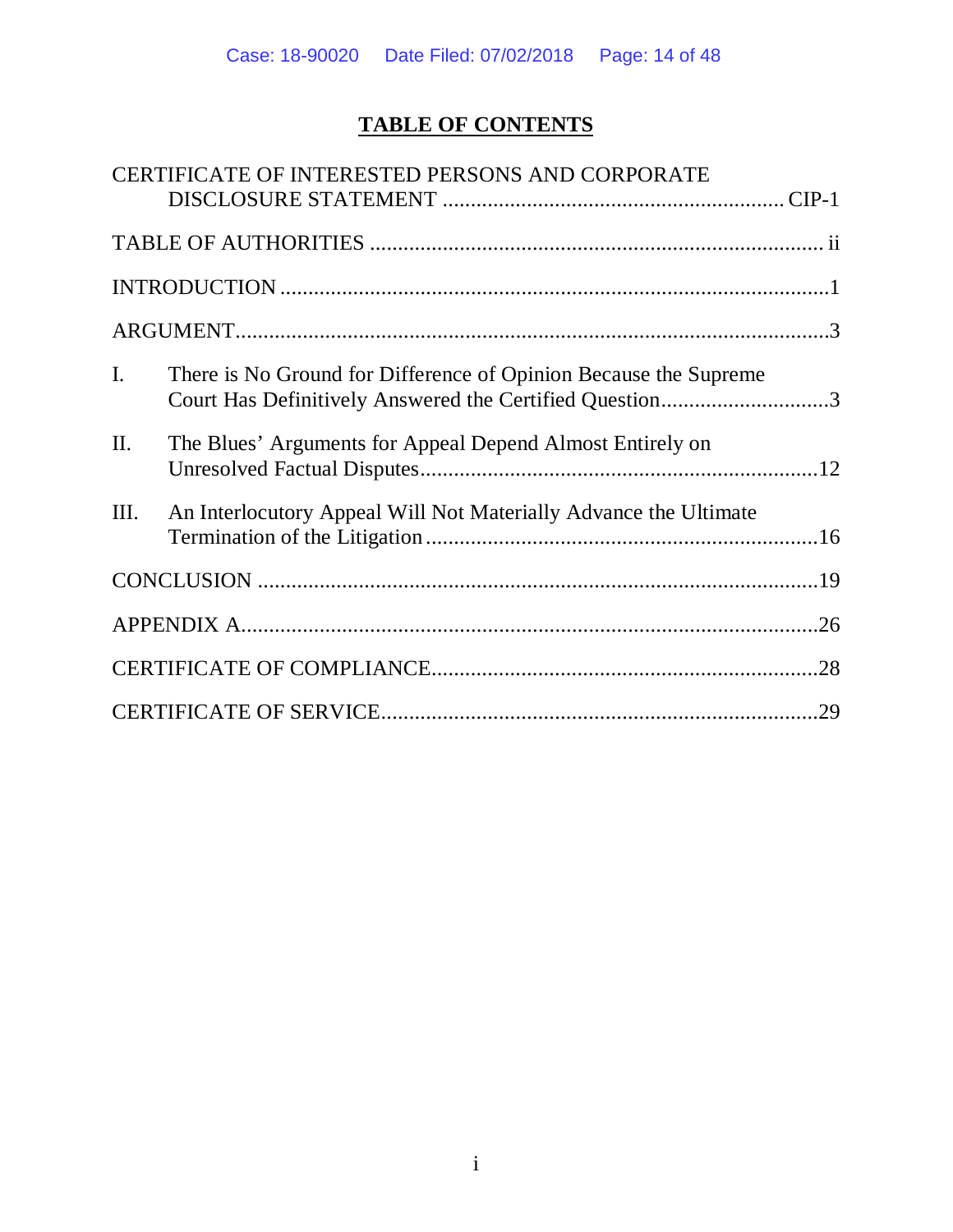# TABLE OF CONTENTS

CERTIFICATE OF INTERESTED PERSONS AND CORPORATE DISCLOSURE STATEMENT ............................................................ CIP-1

TABLE OF AUTHORITIES ................................................................................ ii

INTRODUCTION .................................................................................................1

ARGUMENT.........................................................................................................3

I. There is No Ground for Difference of Opinion Because the Supreme Court Has Definitively Answered the Certified Question..............................3

II. The Blues' Arguments for Appeal Depend Almost Entirely on Unresolved Factual Disputes.......................................................................12

III. An Interlocutory Appeal Will Not Materially Advance the Ultimate Termination of the Litigation ......................................................................16

CONCLUSION ...................................................................................................19

APPENDIX A......................................................................................................26

CERTIFICATE OF COMPLIANCE....................................................................28

CERTIFICATE OF SERVICE..............................................................................29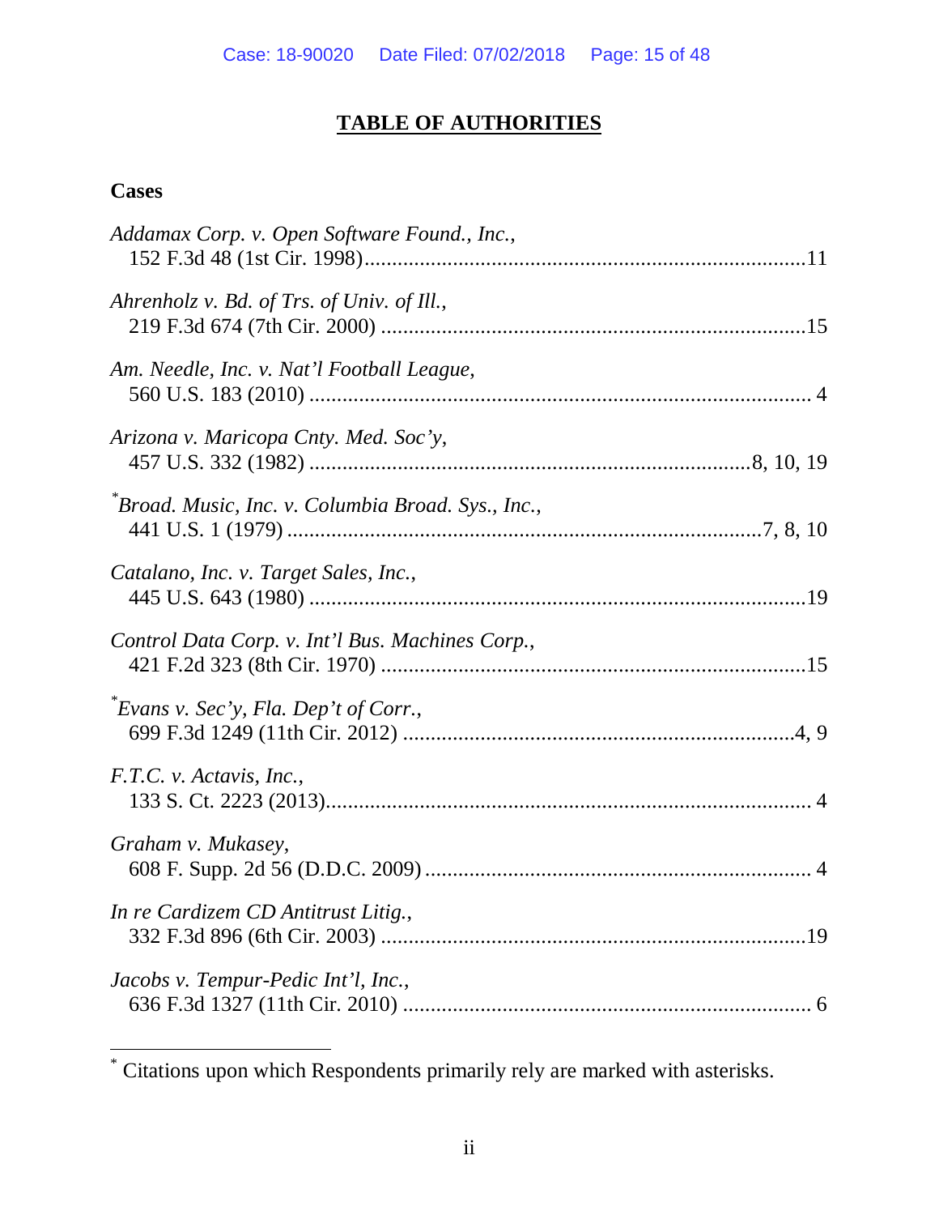# TABLE OF AUTHORITIES

## Cases

*Addamax Corp. v. Open Software Found., Inc.*,
152 F.3d 48 (1st Cir. 1998) ........................................................................11

*Ahrenholz v. Bd. of Trs. of Univ. of Ill.*,
219 F.3d 674 (7th Cir. 2000) ......................................................................15

*Am. Needle, Inc. v. Nat'l Football League*,
560 U.S. 183 (2010) ...................................................................................... 4

*Arizona v. Maricopa Cnty. Med. Soc'y*,
457 U.S. 332 (1982) ..........................................................................8, 10, 19

[*]*Broad. Music, Inc. v. Columbia Broad. Sys., Inc.*,
441 U.S. 1 (1979) ........................................................................................7, 8, 10

*Catalano, Inc. v. Target Sales, Inc.*,
445 U.S. 643 (1980) ....................................................................................19

*Control Data Corp. v. Int'l Bus. Machines Corp.*,
421 F.2d 323 (8th Cir. 1970) ......................................................................15

[*]*Evans v. Sec'y, Fla. Dep't of Corr.*,
699 F.3d 1249 (11th Cir. 2012) .................................................................4, 9

*F.T.C. v. Actavis, Inc.*,
133 S. Ct. 2223 (2013)................................................................................. 4

*Graham v. Mukasey*,
608 F. Supp. 2d 56 (D.D.C. 2009) ............................................................... 4

*In re Cardizem CD Antitrust Litig.*,
332 F.3d 896 (6th Cir. 2003) ......................................................................19

*Jacobs v. Tempur-Pedic Int'l, Inc.*,
636 F.3d 1327 (11th Cir. 2010) ................................................................... 6

---

[*] Citations upon which Respondents primarily rely are marked with asterisks.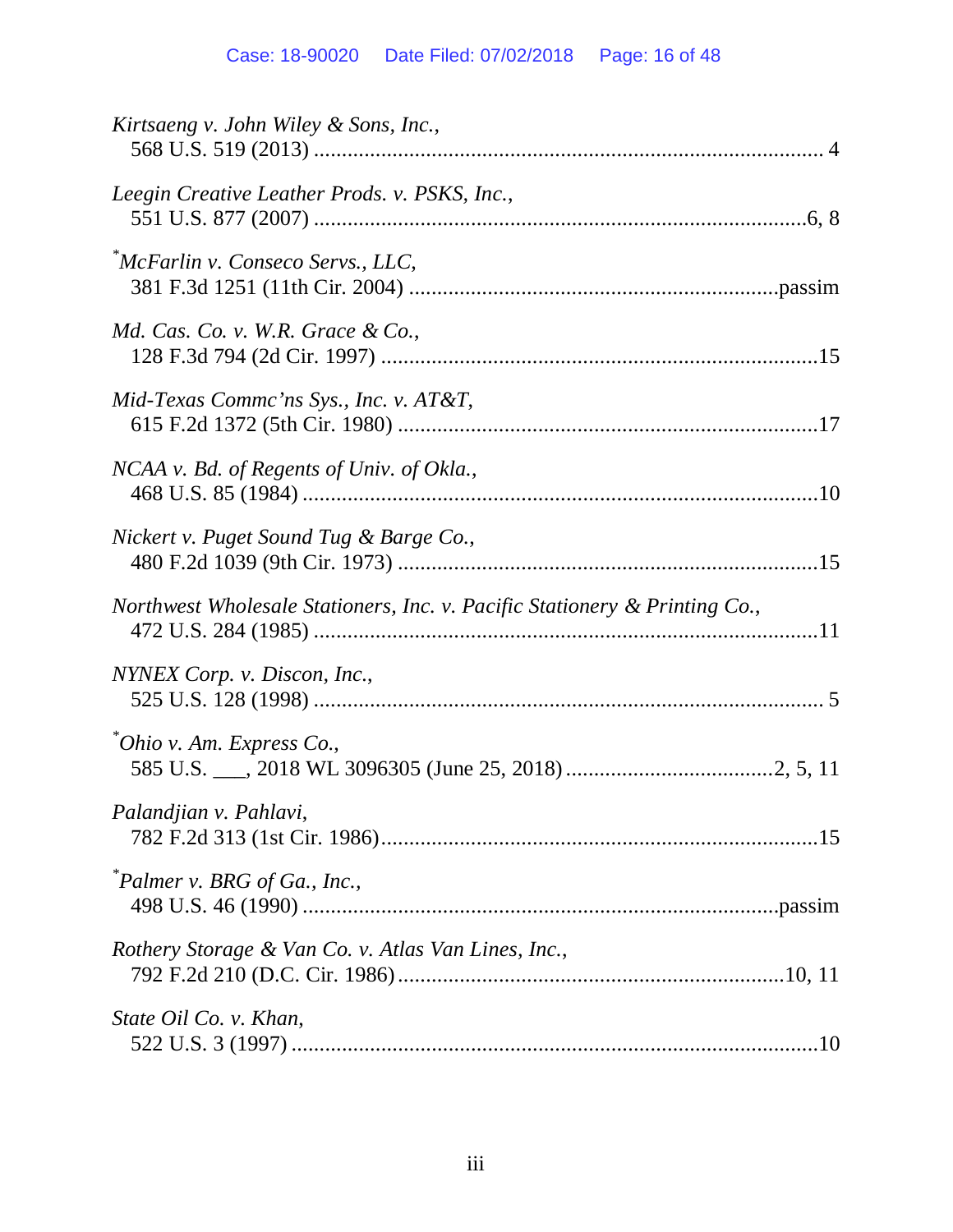*Kirtsaeng v. John Wiley & Sons, Inc.*,
568 U.S. 519 (2013) ........................................................................................ 4

*Leegin Creative Leather Prods. v. PSKS, Inc.*,
551 U.S. 877 (2007) .......................................................................................6, 8

[*]*McFarlin v. Conseco Servs., LLC*,
381 F.3d 1251 (11th Cir. 2004) .................................................................passim

*Md. Cas. Co. v. W.R. Grace & Co.*,
128 F.3d 794 (2d Cir. 1997) ............................................................................15

*Mid-Texas Commc'ns Sys., Inc. v. AT&T*,
615 F.2d 1372 (5th Cir. 1980) ..........................................................................17

*NCAA v. Bd. of Regents of Univ. of Okla.*,
468 U.S. 85 (1984) ..........................................................................................10

*Nickert v. Puget Sound Tug & Barge Co.*,
480 F.2d 1039 (9th Cir. 1973) ..........................................................................15

*Northwest Wholesale Stationers, Inc. v. Pacific Stationery & Printing Co.*,
472 U.S. 284 (1985) ........................................................................................11

*NYNEX Corp. v. Discon, Inc.*,
525 U.S. 128 (1998) ........................................................................................ 5

[*]*Ohio v. Am. Express Co.*,
585 U.S. ___, 2018 WL 3096305 (June 25, 2018) ...................................2, 5, 11

*Palandjian v. Pahlavi*,
782 F.2d 313 (1st Cir. 1986)...............................................................................15

[*]*Palmer v. BRG of Ga., Inc.*,
498 U.S. 46 (1990) ..................................................................................passim

*Rothery Storage & Van Co. v. Atlas Van Lines, Inc.*,
792 F.2d 210 (D.C. Cir. 1986).....................................................................10, 11

*State Oil Co. v. Khan*,
522 U.S. 3 (1997) ............................................................................................10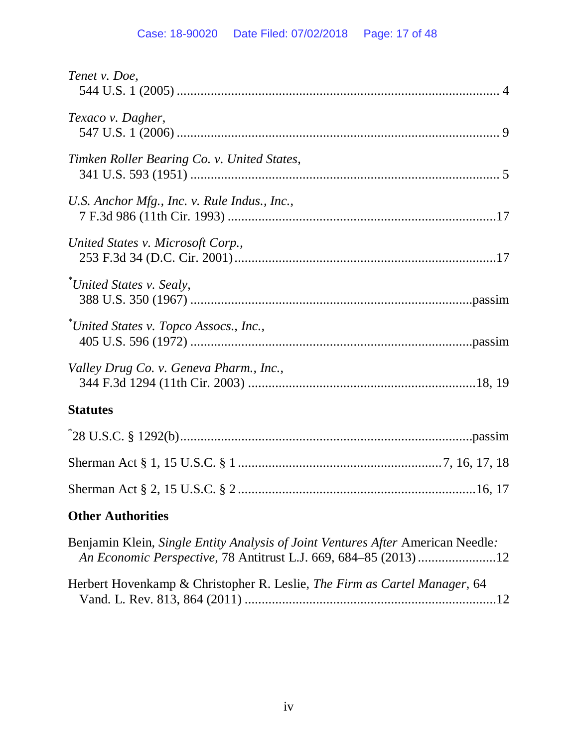*Tenet v. Doe*,
544 U.S. 1 (2005) ........................................................................................ 4

*Texaco v. Dagher*,
547 U.S. 1 (2006) ........................................................................................ 9

*Timken Roller Bearing Co. v. United States*,
341 U.S. 593 (1951) ..................................................................................... 5

*U.S. Anchor Mfg., Inc. v. Rule Indus., Inc.*,
7 F.3d 986 (11th Cir. 1993) .........................................................................17

*United States v. Microsoft Corp.*,
253 F.3d 34 (D.C. Cir. 2001) .......................................................................17

[*]*United States v. Sealy*,
388 U.S. 350 (1967) ................................................................................passim

[*]*United States v. Topco Assocs., Inc.*,
405 U.S. 596 (1972) ................................................................................passim

*Valley Drug Co. v. Geneva Pharm., Inc.*,
344 F.3d 1294 (11th Cir. 2003) ...............................................................18, 19

**Statutes**

[*]28 U.S.C. § 1292(b) ....................................................................................passim

Sherman Act § 1, 15 U.S.C. § 1 ......................................................7, 16, 17, 18

Sherman Act § 2, 15 U.S.C. § 2 ...............................................................16, 17

**Other Authorities**

Benjamin Klein, *Single Entity Analysis of Joint Ventures After* American Needle*: An Economic Perspective*, 78 Antitrust L.J. 669, 684–85 (2013) ......................12

Herbert Hovenkamp & Christopher R. Leslie, *The Firm as Cartel Manager*, 64 Vand. L. Rev. 813, 864 (2011) .........................................................................12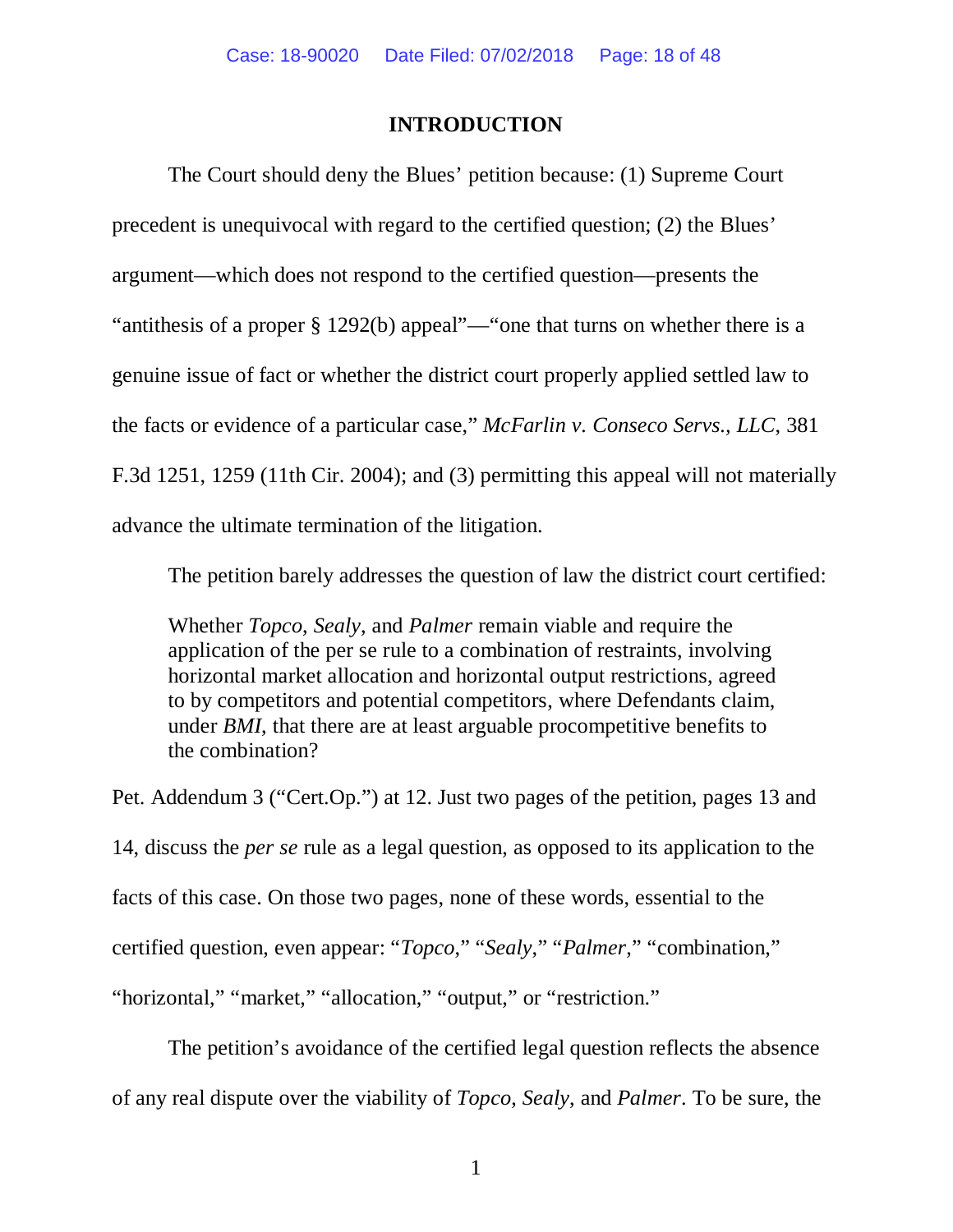## INTRODUCTION

The Court should deny the Blues' petition because: (1) Supreme Court precedent is unequivocal with regard to the certified question; (2) the Blues' argument—which does not respond to the certified question—presents the "antithesis of a proper § 1292(b) appeal"—"one that turns on whether there is a genuine issue of fact or whether the district court properly applied settled law to the facts or evidence of a particular case," *McFarlin v. Conseco Servs., LLC*, 381 F.3d 1251, 1259 (11th Cir. 2004); and (3) permitting this appeal will not materially advance the ultimate termination of the litigation.

The petition barely addresses the question of law the district court certified:

> Whether *Topco*, *Sealy*, and *Palmer* remain viable and require the application of the per se rule to a combination of restraints, involving horizontal market allocation and horizontal output restrictions, agreed to by competitors and potential competitors, where Defendants claim, under *BMI*, that there are at least arguable procompetitive benefits to the combination?

Pet. Addendum 3 ("Cert.Op.") at 12. Just two pages of the petition, pages 13 and 14, discuss the *per se* rule as a legal question, as opposed to its application to the facts of this case. On those two pages, none of these words, essential to the certified question, even appear: "*Topco*," "*Sealy*," "*Palmer*," "combination," "horizontal," "market," "allocation," "output," or "restriction."

The petition's avoidance of the certified legal question reflects the absence of any real dispute over the viability of *Topco*, *Sealy*, and *Palmer*. To be sure, the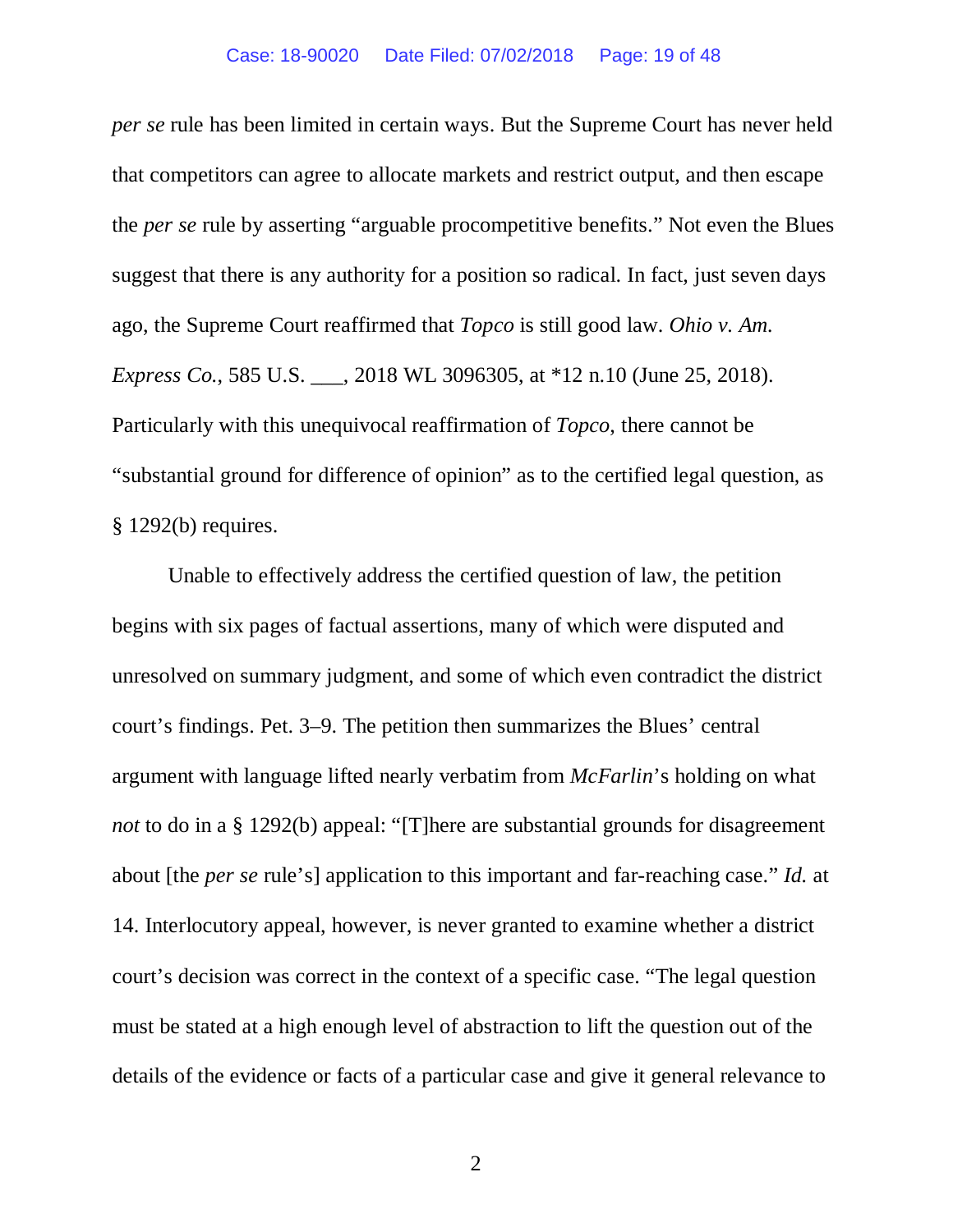*per se* rule has been limited in certain ways. But the Supreme Court has never held that competitors can agree to allocate markets and restrict output, and then escape the *per se* rule by asserting "arguable procompetitive benefits." Not even the Blues suggest that there is any authority for a position so radical. In fact, just seven days ago, the Supreme Court reaffirmed that *Topco* is still good law. *Ohio v. Am. Express Co.*, 585 U.S. ___, 2018 WL 3096305, at *12 n.10 (June 25, 2018). Particularly with this unequivocal reaffirmation of *Topco*, there cannot be "substantial ground for difference of opinion" as to the certified legal question, as § 1292(b) requires.

Unable to effectively address the certified question of law, the petition begins with six pages of factual assertions, many of which were disputed and unresolved on summary judgment, and some of which even contradict the district court's findings. Pet. 3–9. The petition then summarizes the Blues' central argument with language lifted nearly verbatim from *McFarlin*'s holding on what *not* to do in a § 1292(b) appeal: "[T]here are substantial grounds for disagreement about [the *per se* rule's] application to this important and far-reaching case." *Id.* at 14. Interlocutory appeal, however, is never granted to examine whether a district court's decision was correct in the context of a specific case. "The legal question must be stated at a high enough level of abstraction to lift the question out of the details of the evidence or facts of a particular case and give it general relevance to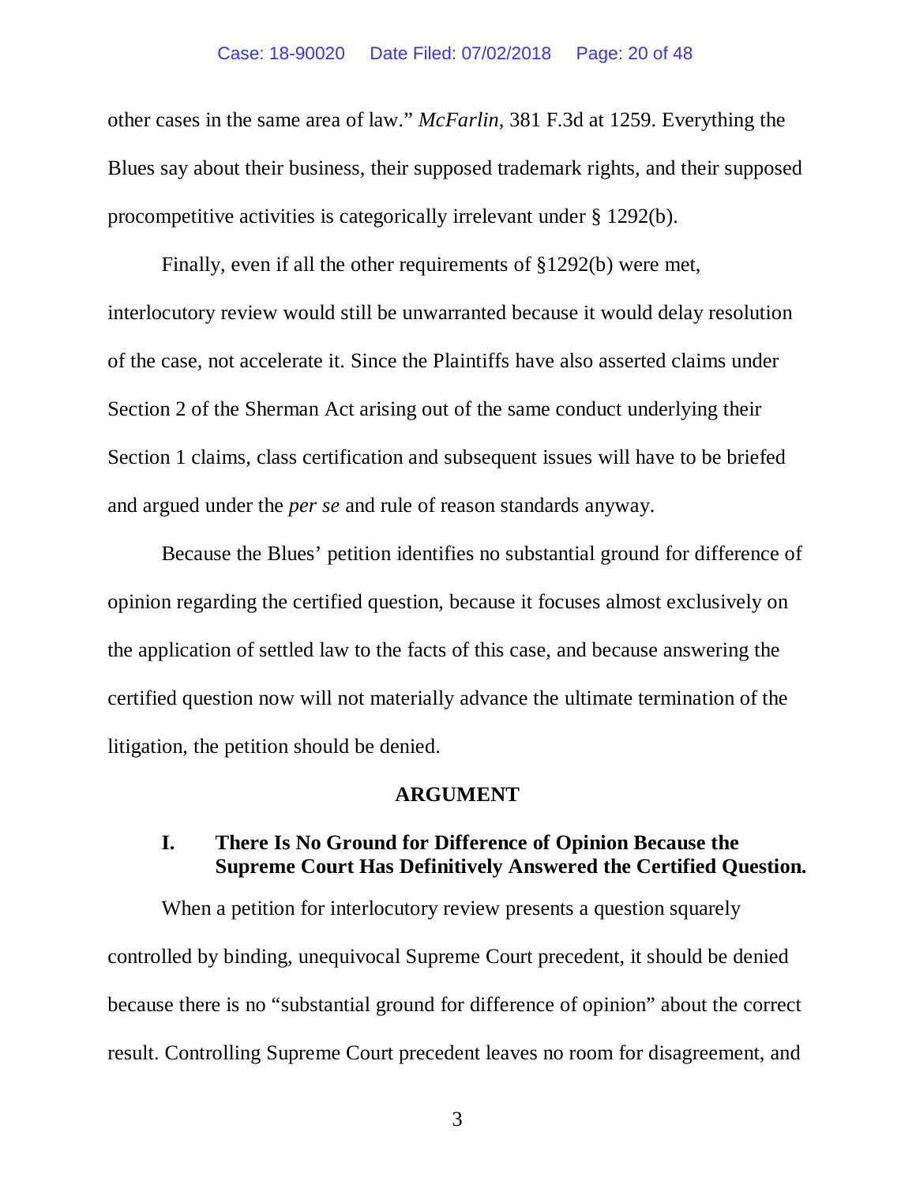other cases in the same area of law." *McFarlin*, 381 F.3d at 1259. Everything the Blues say about their business, their supposed trademark rights, and their supposed procompetitive activities is categorically irrelevant under § 1292(b).

Finally, even if all the other requirements of §1292(b) were met, interlocutory review would still be unwarranted because it would delay resolution of the case, not accelerate it. Since the Plaintiffs have also asserted claims under Section 2 of the Sherman Act arising out of the same conduct underlying their Section 1 claims, class certification and subsequent issues will have to be briefed and argued under the *per se* and rule of reason standards anyway.

Because the Blues' petition identifies no substantial ground for difference of opinion regarding the certified question, because it focuses almost exclusively on the application of settled law to the facts of this case, and because answering the certified question now will not materially advance the ultimate termination of the litigation, the petition should be denied.

## ARGUMENT

### I. There Is No Ground for Difference of Opinion Because the Supreme Court Has Definitively Answered the Certified Question.

When a petition for interlocutory review presents a question squarely controlled by binding, unequivocal Supreme Court precedent, it should be denied because there is no "substantial ground for difference of opinion" about the correct result. Controlling Supreme Court precedent leaves no room for disagreement, and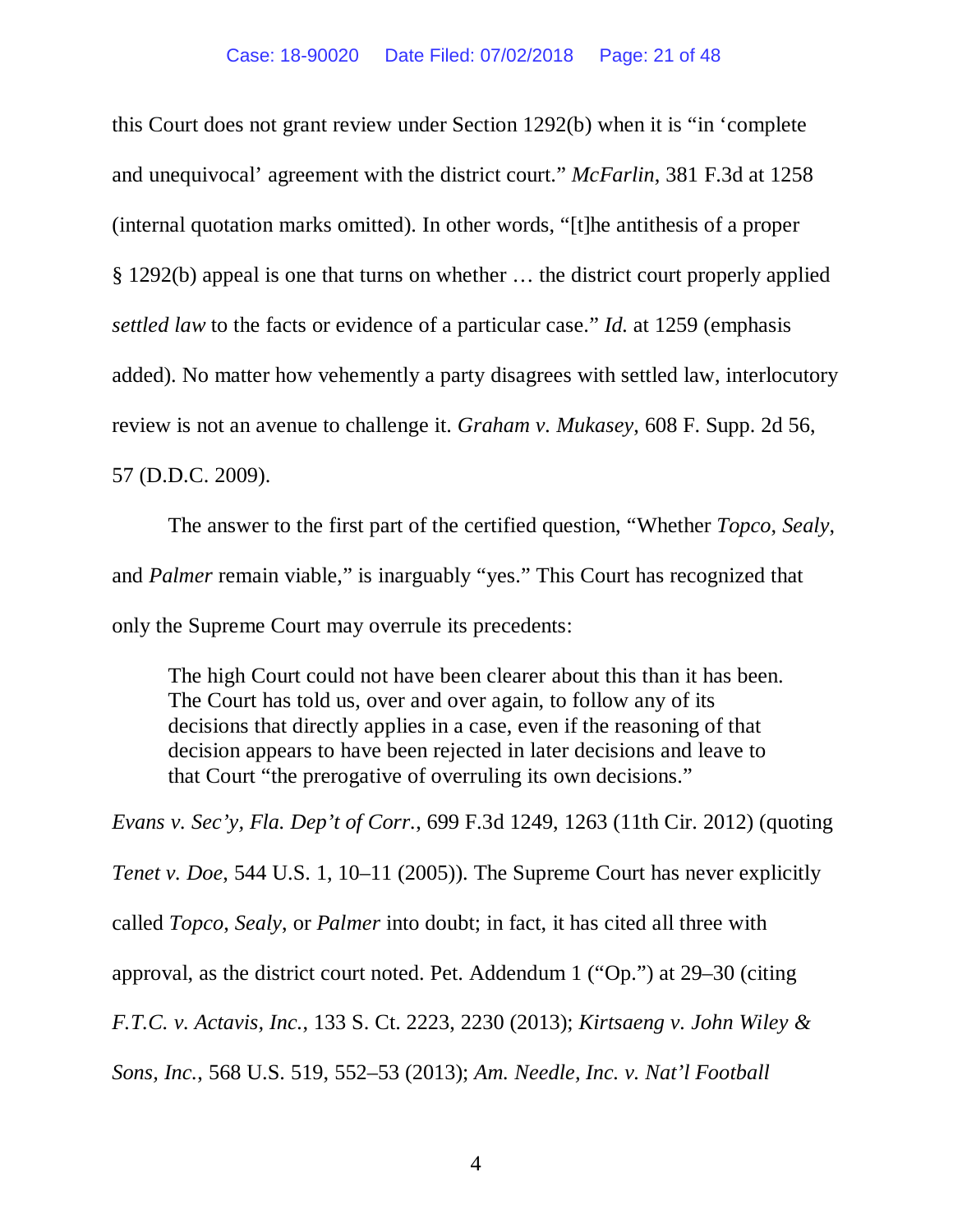this Court does not grant review under Section 1292(b) when it is "in 'complete and unequivocal' agreement with the district court." *McFarlin*, 381 F.3d at 1258 (internal quotation marks omitted). In other words, "[t]he antithesis of a proper § 1292(b) appeal is one that turns on whether … the district court properly applied *settled law* to the facts or evidence of a particular case." *Id.* at 1259 (emphasis added). No matter how vehemently a party disagrees with settled law, interlocutory review is not an avenue to challenge it. *Graham v. Mukasey*, 608 F. Supp. 2d 56, 57 (D.D.C. 2009).

The answer to the first part of the certified question, "Whether *Topco*, *Sealy*, and *Palmer* remain viable," is inarguably "yes." This Court has recognized that only the Supreme Court may overrule its precedents:

> The high Court could not have been clearer about this than it has been. The Court has told us, over and over again, to follow any of its decisions that directly applies in a case, even if the reasoning of that decision appears to have been rejected in later decisions and leave to that Court "the prerogative of overruling its own decisions."

*Evans v. Sec'y, Fla. Dep't of Corr.*, 699 F.3d 1249, 1263 (11th Cir. 2012) (quoting *Tenet v. Doe*, 544 U.S. 1, 10–11 (2005)). The Supreme Court has never explicitly called *Topco*, *Sealy*, or *Palmer* into doubt; in fact, it has cited all three with approval, as the district court noted. Pet. Addendum 1 ("Op.") at 29–30 (citing *F.T.C. v. Actavis, Inc.*, 133 S. Ct. 2223, 2230 (2013); *Kirtsaeng v. John Wiley & Sons, Inc.*, 568 U.S. 519, 552–53 (2013); *Am. Needle, Inc. v. Nat'l Football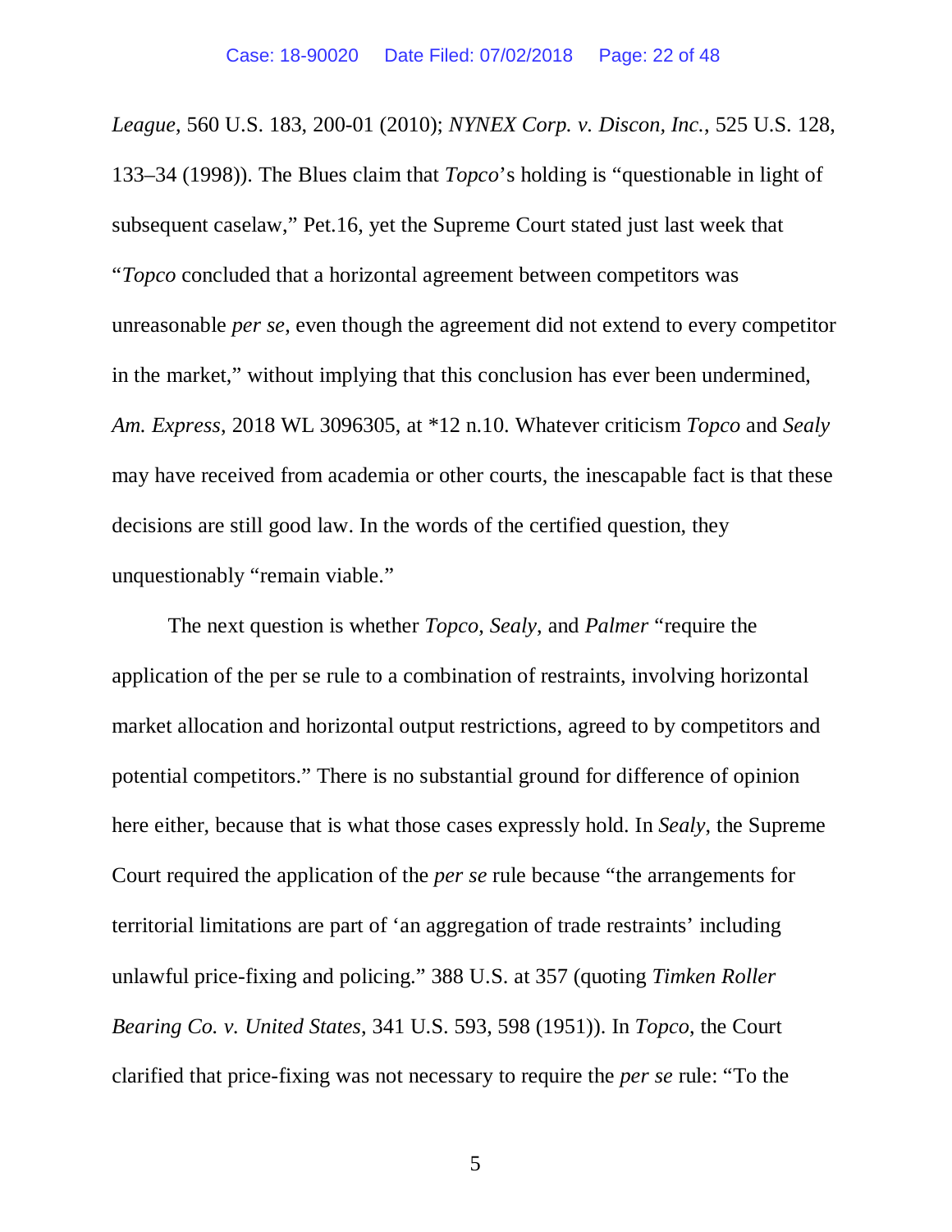*League*, 560 U.S. 183, 200-01 (2010); *NYNEX Corp. v. Discon, Inc.*, 525 U.S. 128, 133–34 (1998)). The Blues claim that *Topco*'s holding is "questionable in light of subsequent caselaw," Pet.16, yet the Supreme Court stated just last week that "*Topco* concluded that a horizontal agreement between competitors was unreasonable *per se*, even though the agreement did not extend to every competitor in the market," without implying that this conclusion has ever been undermined, *Am. Express*, 2018 WL 3096305, at *12 n.10. Whatever criticism *Topco* and *Sealy* may have received from academia or other courts, the inescapable fact is that these decisions are still good law. In the words of the certified question, they unquestionably "remain viable."

The next question is whether *Topco*, *Sealy*, and *Palmer* "require the application of the per se rule to a combination of restraints, involving horizontal market allocation and horizontal output restrictions, agreed to by competitors and potential competitors." There is no substantial ground for difference of opinion here either, because that is what those cases expressly hold. In *Sealy*, the Supreme Court required the application of the *per se* rule because "the arrangements for territorial limitations are part of 'an aggregation of trade restraints' including unlawful price-fixing and policing." 388 U.S. at 357 (quoting *Timken Roller Bearing Co. v. United States*, 341 U.S. 593, 598 (1951)). In *Topco*, the Court clarified that price-fixing was not necessary to require the *per se* rule: "To the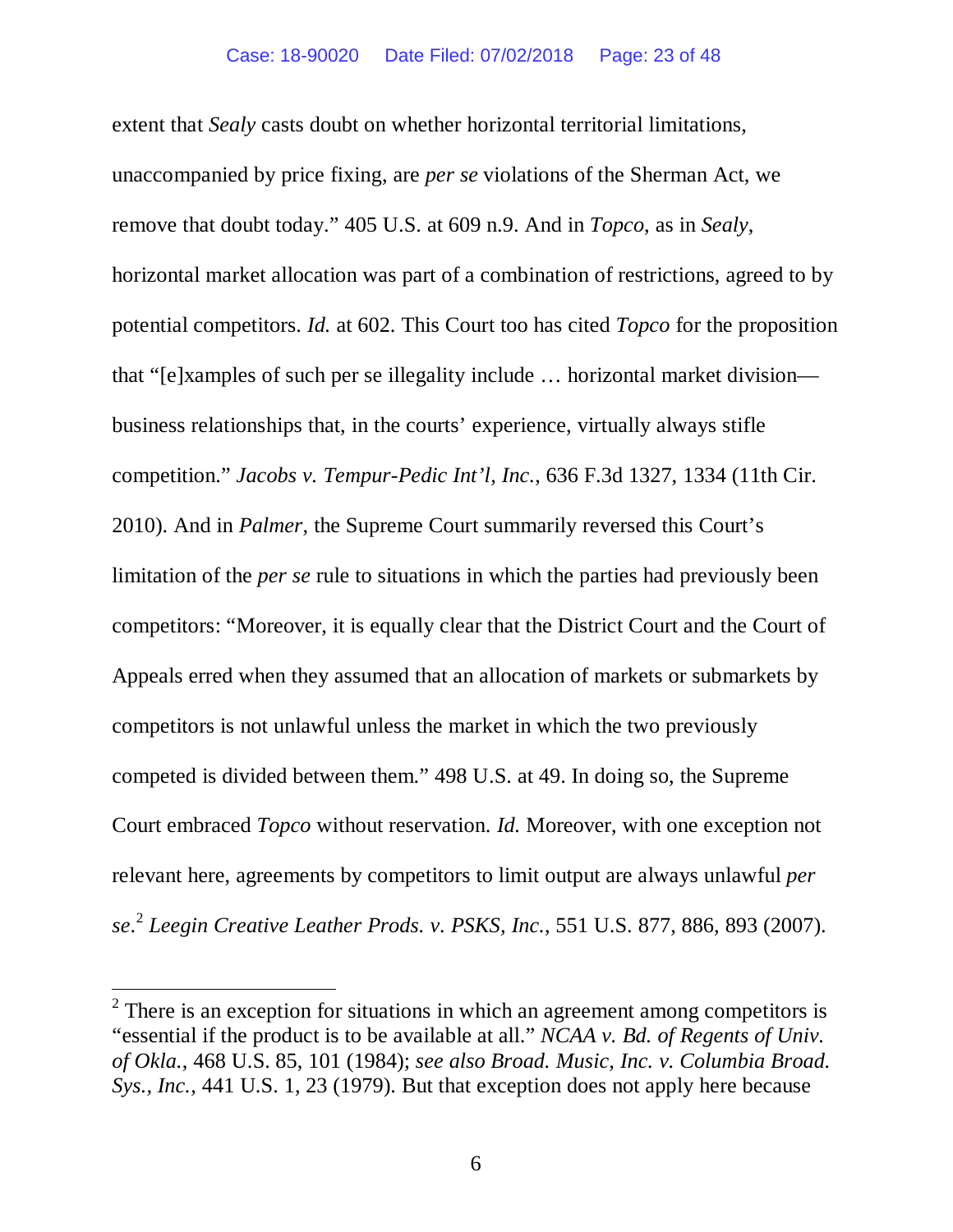extent that *Sealy* casts doubt on whether horizontal territorial limitations, unaccompanied by price fixing, are *per se* violations of the Sherman Act, we remove that doubt today." 405 U.S. at 609 n.9. And in *Topco*, as in *Sealy*, horizontal market allocation was part of a combination of restrictions, agreed to by potential competitors. *Id.* at 602. This Court too has cited *Topco* for the proposition that "[e]xamples of such per se illegality include … horizontal market division—business relationships that, in the courts' experience, virtually always stifle competition." *Jacobs v. Tempur-Pedic Int'l, Inc.*, 636 F.3d 1327, 1334 (11th Cir. 2010). And in *Palmer*, the Supreme Court summarily reversed this Court's limitation of the *per se* rule to situations in which the parties had previously been competitors: "Moreover, it is equally clear that the District Court and the Court of Appeals erred when they assumed that an allocation of markets or submarkets by competitors is not unlawful unless the market in which the two previously competed is divided between them." 498 U.S. at 49. In doing so, the Supreme Court embraced *Topco* without reservation. *Id.* Moreover, with one exception not relevant here, agreements by competitors to limit output are always unlawful *per se*.[2] *Leegin Creative Leather Prods. v. PSKS, Inc.*, 551 U.S. 877, 886, 893 (2007).

[2] There is an exception for situations in which an agreement among competitors is "essential if the product is to be available at all." *NCAA v. Bd. of Regents of Univ. of Okla.*, 468 U.S. 85, 101 (1984); *see also Broad. Music, Inc. v. Columbia Broad. Sys., Inc.*, 441 U.S. 1, 23 (1979). But that exception does not apply here because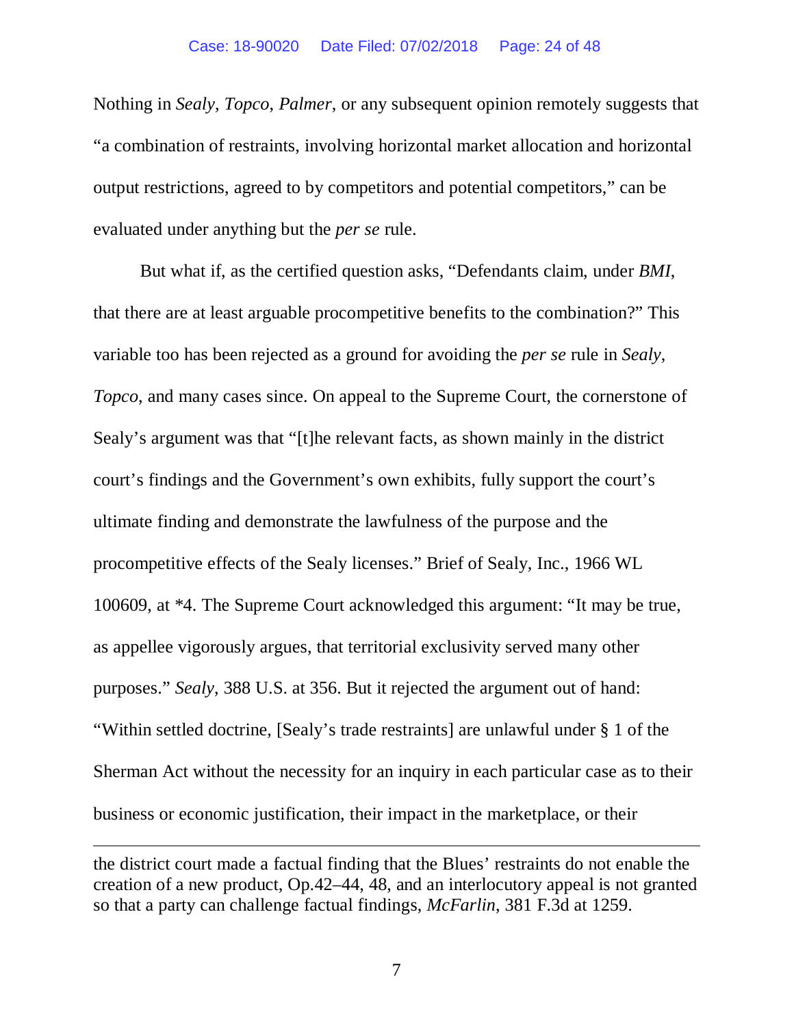Nothing in *Sealy*, *Topco*, *Palmer*, or any subsequent opinion remotely suggests that "a combination of restraints, involving horizontal market allocation and horizontal output restrictions, agreed to by competitors and potential competitors," can be evaluated under anything but the *per se* rule.

But what if, as the certified question asks, "Defendants claim, under *BMI*, that there are at least arguable procompetitive benefits to the combination?" This variable too has been rejected as a ground for avoiding the *per se* rule in *Sealy*, *Topco*, and many cases since. On appeal to the Supreme Court, the cornerstone of Sealy's argument was that "[t]he relevant facts, as shown mainly in the district court's findings and the Government's own exhibits, fully support the court's ultimate finding and demonstrate the lawfulness of the purpose and the procompetitive effects of the Sealy licenses." Brief of Sealy, Inc., 1966 WL 100609, at *4. The Supreme Court acknowledged this argument: "It may be true, as appellee vigorously argues, that territorial exclusivity served many other purposes." *Sealy*, 388 U.S. at 356. But it rejected the argument out of hand: "Within settled doctrine, [Sealy's trade restraints] are unlawful under § 1 of the Sherman Act without the necessity for an inquiry in each particular case as to their business or economic justification, their impact in the marketplace, or their

---

the district court made a factual finding that the Blues' restraints do not enable the creation of a new product, Op.42–44, 48, and an interlocutory appeal is not granted so that a party can challenge factual findings, *McFarlin*, 381 F.3d at 1259.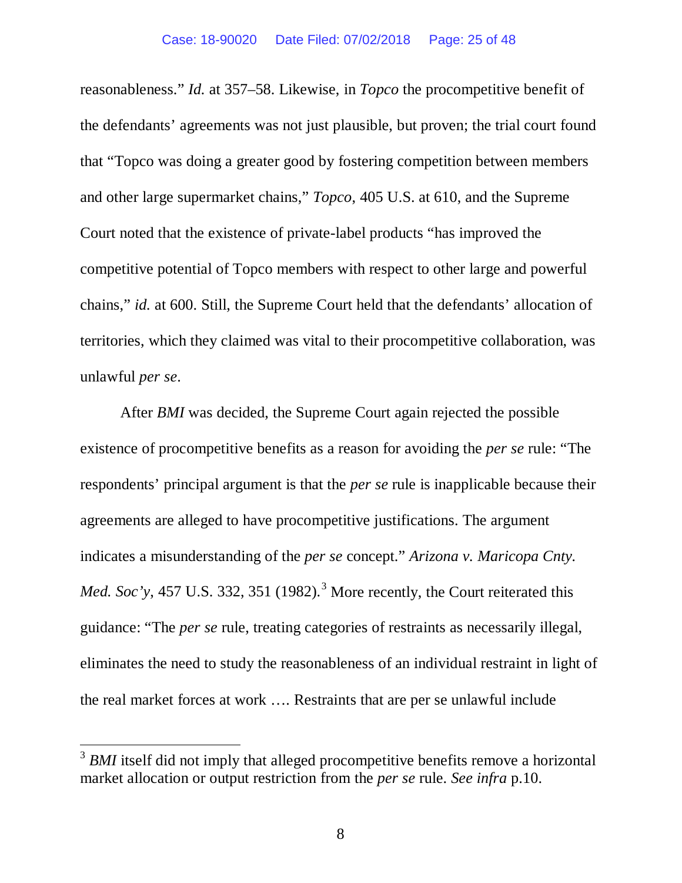reasonableness." *Id.* at 357–58. Likewise, in *Topco* the procompetitive benefit of the defendants' agreements was not just plausible, but proven; the trial court found that "Topco was doing a greater good by fostering competition between members and other large supermarket chains," *Topco*, 405 U.S. at 610, and the Supreme Court noted that the existence of private-label products "has improved the competitive potential of Topco members with respect to other large and powerful chains," *id.* at 600. Still, the Supreme Court held that the defendants' allocation of territories, which they claimed was vital to their procompetitive collaboration, was unlawful *per se*.

After *BMI* was decided, the Supreme Court again rejected the possible existence of procompetitive benefits as a reason for avoiding the *per se* rule: "The respondents' principal argument is that the *per se* rule is inapplicable because their agreements are alleged to have procompetitive justifications. The argument indicates a misunderstanding of the *per se* concept." *Arizona v. Maricopa Cnty. Med. Soc'y*, 457 U.S. 332, 351 (1982).[3] More recently, the Court reiterated this guidance: "The *per se* rule, treating categories of restraints as necessarily illegal, eliminates the need to study the reasonableness of an individual restraint in light of the real market forces at work …. Restraints that are per se unlawful include

---

[3] *BMI* itself did not imply that alleged procompetitive benefits remove a horizontal market allocation or output restriction from the *per se* rule. *See infra* p.10.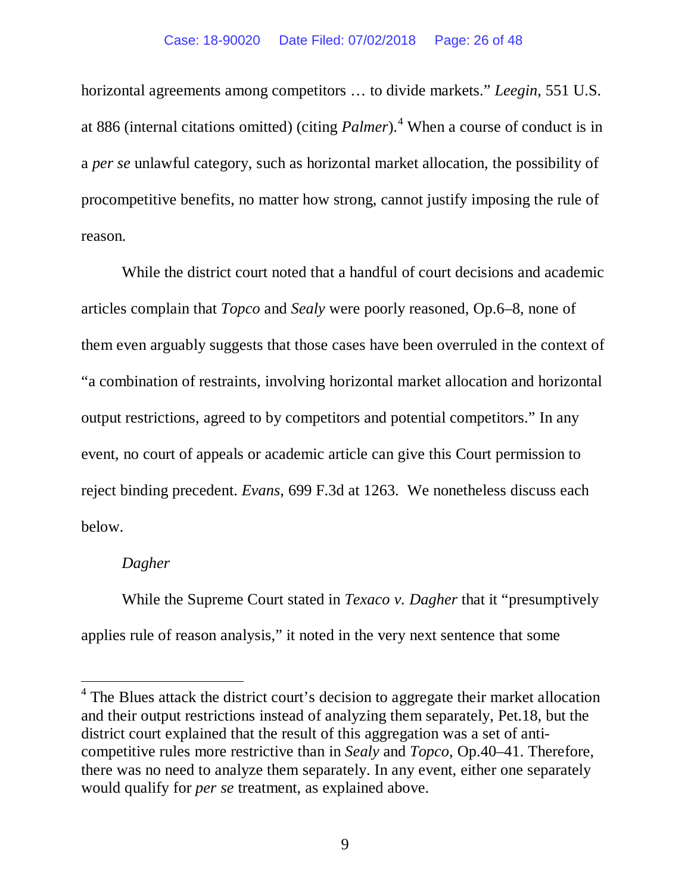horizontal agreements among competitors … to divide markets." *Leegin*, 551 U.S. at 886 (internal citations omitted) (citing *Palmer*).[4] When a course of conduct is in a *per se* unlawful category, such as horizontal market allocation, the possibility of procompetitive benefits, no matter how strong, cannot justify imposing the rule of reason.

While the district court noted that a handful of court decisions and academic articles complain that *Topco* and *Sealy* were poorly reasoned, Op.6–8, none of them even arguably suggests that those cases have been overruled in the context of "a combination of restraints, involving horizontal market allocation and horizontal output restrictions, agreed to by competitors and potential competitors." In any event, no court of appeals or academic article can give this Court permission to reject binding precedent. *Evans*, 699 F.3d at 1263. We nonetheless discuss each below.

*Dagher*

While the Supreme Court stated in *Texaco v. Dagher* that it "presumptively applies rule of reason analysis," it noted in the very next sentence that some

---

[4] The Blues attack the district court's decision to aggregate their market allocation and their output restrictions instead of analyzing them separately, Pet.18, but the district court explained that the result of this aggregation was a set of anti-competitive rules more restrictive than in *Sealy* and *Topco*, Op.40–41. Therefore, there was no need to analyze them separately. In any event, either one separately would qualify for *per se* treatment, as explained above.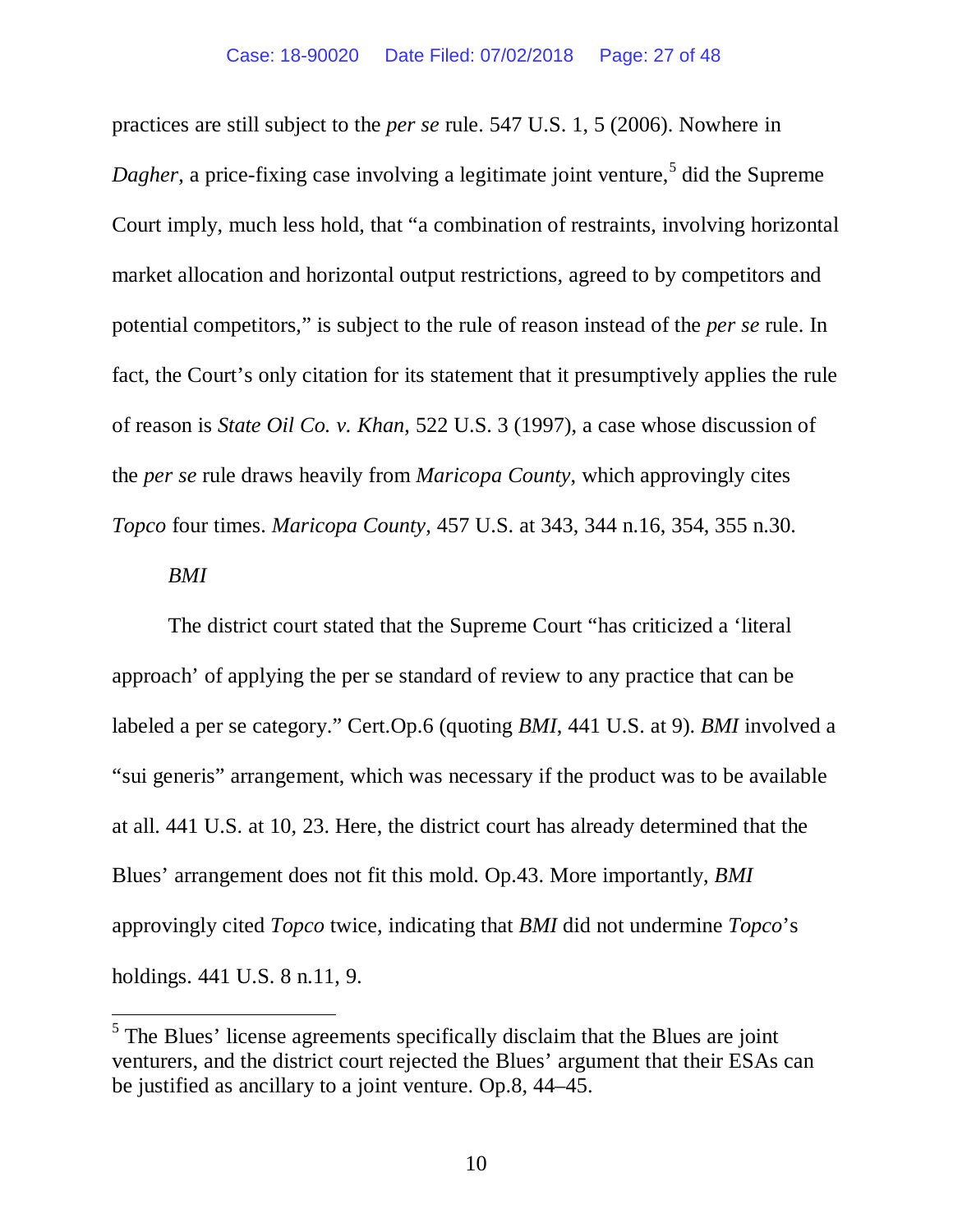practices are still subject to the *per se* rule. 547 U.S. 1, 5 (2006). Nowhere in *Dagher*, a price-fixing case involving a legitimate joint venture,[5] did the Supreme Court imply, much less hold, that "a combination of restraints, involving horizontal market allocation and horizontal output restrictions, agreed to by competitors and potential competitors," is subject to the rule of reason instead of the *per se* rule. In fact, the Court's only citation for its statement that it presumptively applies the rule of reason is *State Oil Co. v. Khan*, 522 U.S. 3 (1997), a case whose discussion of the *per se* rule draws heavily from *Maricopa County*, which approvingly cites *Topco* four times. *Maricopa County*, 457 U.S. at 343, 344 n.16, 354, 355 n.30.

*BMI*

The district court stated that the Supreme Court "has criticized a 'literal approach' of applying the per se standard of review to any practice that can be labeled a per se category." Cert.Op.6 (quoting *BMI*, 441 U.S. at 9). *BMI* involved a "sui generis" arrangement, which was necessary if the product was to be available at all. 441 U.S. at 10, 23. Here, the district court has already determined that the Blues' arrangement does not fit this mold. Op.43. More importantly, *BMI* approvingly cited *Topco* twice, indicating that *BMI* did not undermine *Topco*'s holdings. 441 U.S. 8 n.11, 9.

[5] The Blues' license agreements specifically disclaim that the Blues are joint venturers, and the district court rejected the Blues' argument that their ESAs can be justified as ancillary to a joint venture. Op.8, 44–45.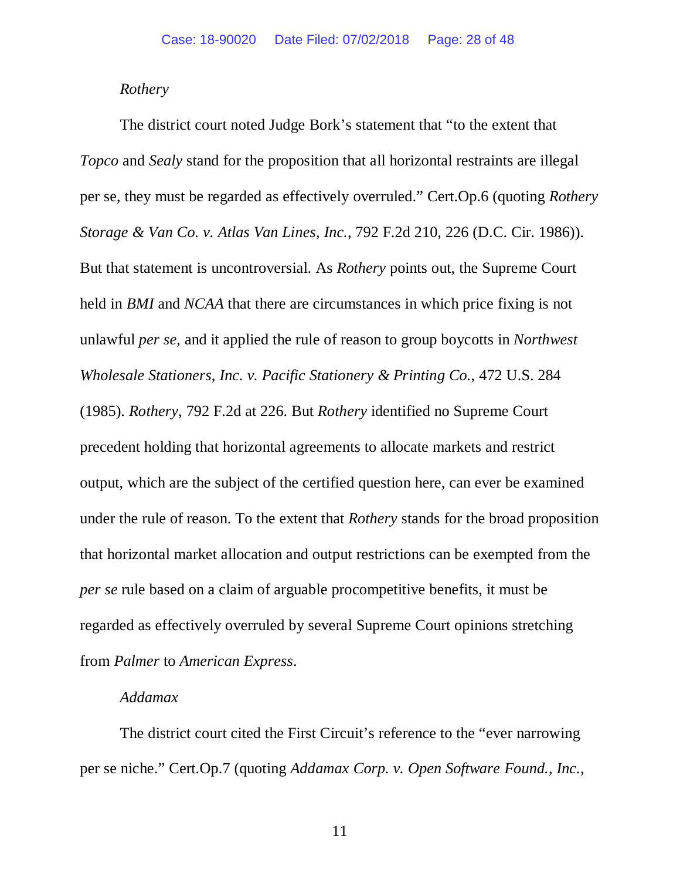*Rothery*

The district court noted Judge Bork's statement that "to the extent that *Topco* and *Sealy* stand for the proposition that all horizontal restraints are illegal per se, they must be regarded as effectively overruled." Cert.Op.6 (quoting *Rothery Storage & Van Co. v. Atlas Van Lines, Inc.*, 792 F.2d 210, 226 (D.C. Cir. 1986)). But that statement is uncontroversial. As *Rothery* points out, the Supreme Court held in *BMI* and *NCAA* that there are circumstances in which price fixing is not unlawful *per se*, and it applied the rule of reason to group boycotts in *Northwest Wholesale Stationers, Inc. v. Pacific Stationery & Printing Co.*, 472 U.S. 284 (1985). *Rothery*, 792 F.2d at 226. But *Rothery* identified no Supreme Court precedent holding that horizontal agreements to allocate markets and restrict output, which are the subject of the certified question here, can ever be examined under the rule of reason. To the extent that *Rothery* stands for the broad proposition that horizontal market allocation and output restrictions can be exempted from the *per se* rule based on a claim of arguable procompetitive benefits, it must be regarded as effectively overruled by several Supreme Court opinions stretching from *Palmer* to *American Express*.

*Addamax*

The district court cited the First Circuit's reference to the "ever narrowing per se niche." Cert.Op.7 (quoting *Addamax Corp. v. Open Software Found., Inc.*,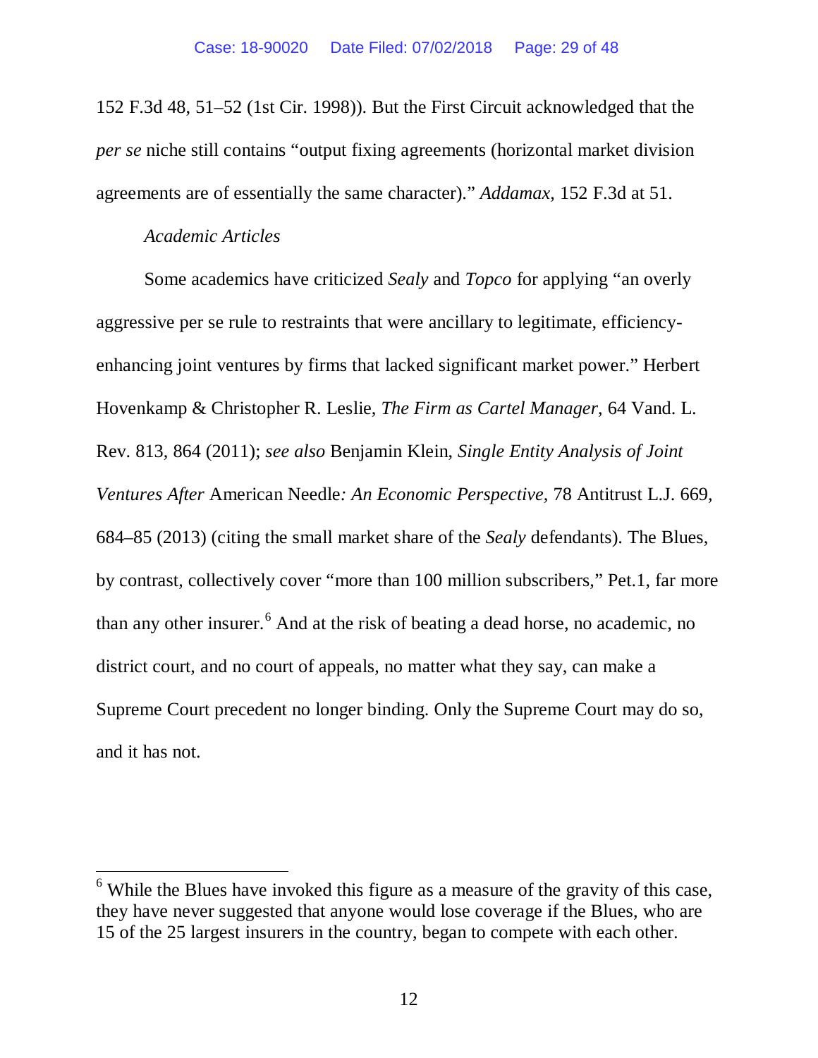152 F.3d 48, 51–52 (1st Cir. 1998)). But the First Circuit acknowledged that the *per se* niche still contains "output fixing agreements (horizontal market division agreements are of essentially the same character)." *Addamax*, 152 F.3d at 51.

*Academic Articles*

Some academics have criticized *Sealy* and *Topco* for applying "an overly aggressive per se rule to restraints that were ancillary to legitimate, efficiency-enhancing joint ventures by firms that lacked significant market power." Herbert Hovenkamp & Christopher R. Leslie, *The Firm as Cartel Manager*, 64 Vand. L. Rev. 813, 864 (2011); *see also* Benjamin Klein, *Single Entity Analysis of Joint Ventures After* American Needle*: An Economic Perspective*, 78 Antitrust L.J. 669, 684–85 (2013) (citing the small market share of the *Sealy* defendants). The Blues, by contrast, collectively cover "more than 100 million subscribers," Pet.1, far more than any other insurer.[6] And at the risk of beating a dead horse, no academic, no district court, and no court of appeals, no matter what they say, can make a Supreme Court precedent no longer binding. Only the Supreme Court may do so, and it has not.

[6] While the Blues have invoked this figure as a measure of the gravity of this case, they have never suggested that anyone would lose coverage if the Blues, who are 15 of the 25 largest insurers in the country, began to compete with each other.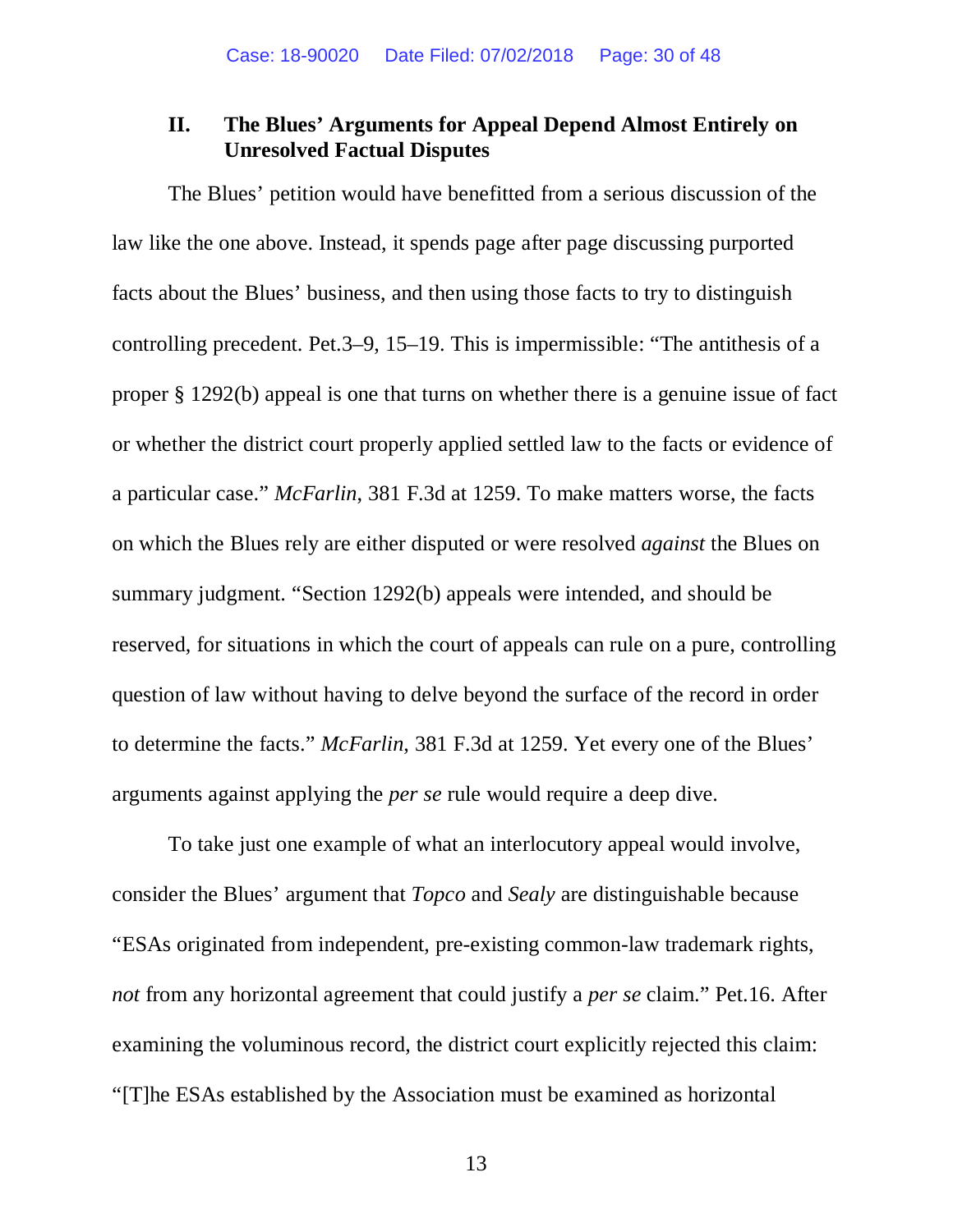## II. The Blues' Arguments for Appeal Depend Almost Entirely on Unresolved Factual Disputes

The Blues' petition would have benefitted from a serious discussion of the law like the one above. Instead, it spends page after page discussing purported facts about the Blues' business, and then using those facts to try to distinguish controlling precedent. Pet.3–9, 15–19. This is impermissible: "The antithesis of a proper § 1292(b) appeal is one that turns on whether there is a genuine issue of fact or whether the district court properly applied settled law to the facts or evidence of a particular case." *McFarlin*, 381 F.3d at 1259. To make matters worse, the facts on which the Blues rely are either disputed or were resolved *against* the Blues on summary judgment. "Section 1292(b) appeals were intended, and should be reserved, for situations in which the court of appeals can rule on a pure, controlling question of law without having to delve beyond the surface of the record in order to determine the facts." *McFarlin*, 381 F.3d at 1259. Yet every one of the Blues' arguments against applying the *per se* rule would require a deep dive.

To take just one example of what an interlocutory appeal would involve, consider the Blues' argument that *Topco* and *Sealy* are distinguishable because "ESAs originated from independent, pre-existing common-law trademark rights, *not* from any horizontal agreement that could justify a *per se* claim." Pet.16. After examining the voluminous record, the district court explicitly rejected this claim: "[T]he ESAs established by the Association must be examined as horizontal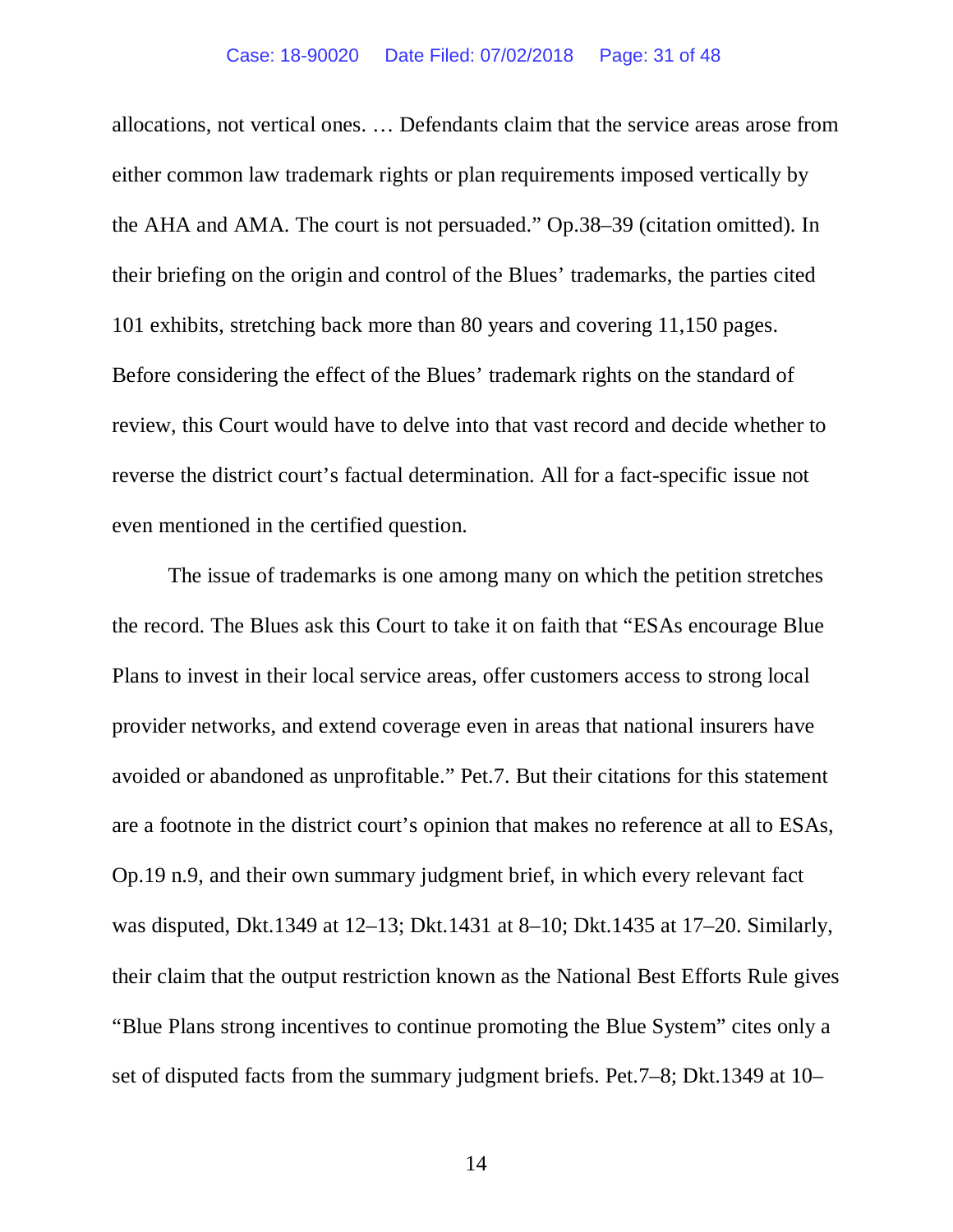allocations, not vertical ones. … Defendants claim that the service areas arose from either common law trademark rights or plan requirements imposed vertically by the AHA and AMA. The court is not persuaded." Op.38–39 (citation omitted). In their briefing on the origin and control of the Blues' trademarks, the parties cited 101 exhibits, stretching back more than 80 years and covering 11,150 pages. Before considering the effect of the Blues' trademark rights on the standard of review, this Court would have to delve into that vast record and decide whether to reverse the district court's factual determination. All for a fact-specific issue not even mentioned in the certified question.

The issue of trademarks is one among many on which the petition stretches the record. The Blues ask this Court to take it on faith that "ESAs encourage Blue Plans to invest in their local service areas, offer customers access to strong local provider networks, and extend coverage even in areas that national insurers have avoided or abandoned as unprofitable." Pet.7. But their citations for this statement are a footnote in the district court's opinion that makes no reference at all to ESAs, Op.19 n.9, and their own summary judgment brief, in which every relevant fact was disputed, Dkt.1349 at 12–13; Dkt.1431 at 8–10; Dkt.1435 at 17–20. Similarly, their claim that the output restriction known as the National Best Efforts Rule gives "Blue Plans strong incentives to continue promoting the Blue System" cites only a set of disputed facts from the summary judgment briefs. Pet.7–8; Dkt.1349 at 10–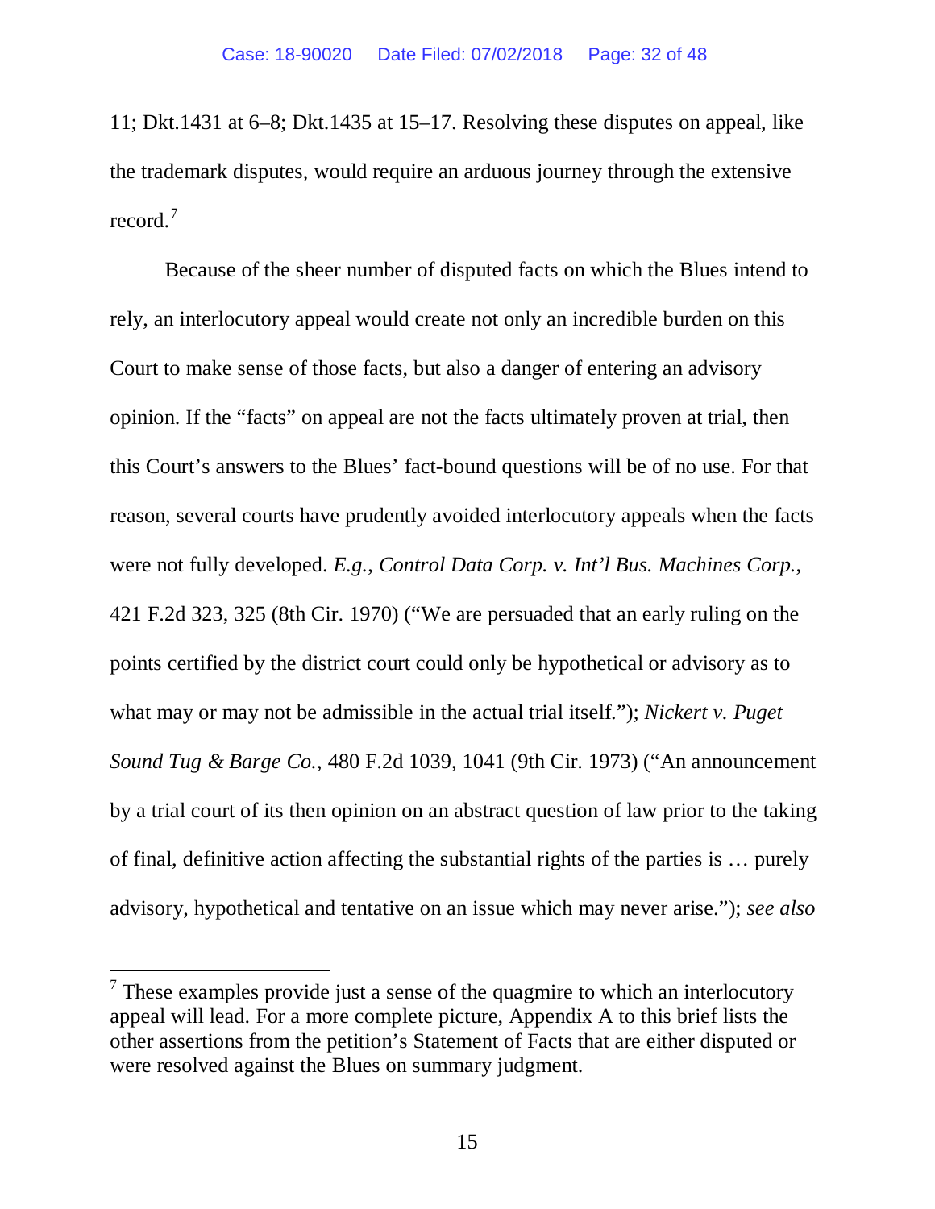11; Dkt.1431 at 6–8; Dkt.1435 at 15–17. Resolving these disputes on appeal, like the trademark disputes, would require an arduous journey through the extensive record.[7]

Because of the sheer number of disputed facts on which the Blues intend to rely, an interlocutory appeal would create not only an incredible burden on this Court to make sense of those facts, but also a danger of entering an advisory opinion. If the "facts" on appeal are not the facts ultimately proven at trial, then this Court's answers to the Blues' fact-bound questions will be of no use. For that reason, several courts have prudently avoided interlocutory appeals when the facts were not fully developed. *E.g.*, *Control Data Corp. v. Int'l Bus. Machines Corp.*, 421 F.2d 323, 325 (8th Cir. 1970) ("We are persuaded that an early ruling on the points certified by the district court could only be hypothetical or advisory as to what may or may not be admissible in the actual trial itself."); *Nickert v. Puget Sound Tug & Barge Co.*, 480 F.2d 1039, 1041 (9th Cir. 1973) ("An announcement by a trial court of its then opinion on an abstract question of law prior to the taking of final, definitive action affecting the substantial rights of the parties is … purely advisory, hypothetical and tentative on an issue which may never arise."); *see also*

---

[7] These examples provide just a sense of the quagmire to which an interlocutory appeal will lead. For a more complete picture, Appendix A to this brief lists the other assertions from the petition's Statement of Facts that are either disputed or were resolved against the Blues on summary judgment.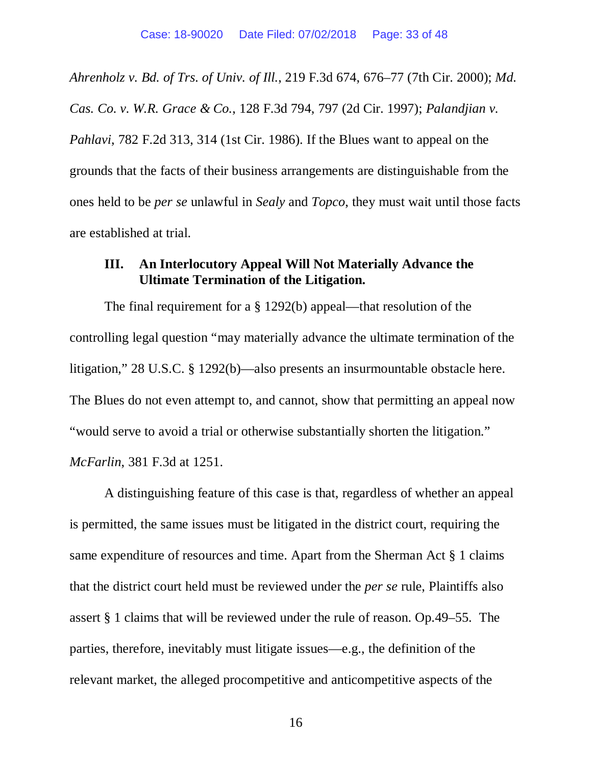*Ahrenholz v. Bd. of Trs. of Univ. of Ill.*, 219 F.3d 674, 676–77 (7th Cir. 2000); *Md. Cas. Co. v. W.R. Grace & Co.*, 128 F.3d 794, 797 (2d Cir. 1997); *Palandjian v. Pahlavi*, 782 F.2d 313, 314 (1st Cir. 1986). If the Blues want to appeal on the grounds that the facts of their business arrangements are distinguishable from the ones held to be *per se* unlawful in *Sealy* and *Topco*, they must wait until those facts are established at trial.

### III. An Interlocutory Appeal Will Not Materially Advance the Ultimate Termination of the Litigation.

The final requirement for a § 1292(b) appeal—that resolution of the controlling legal question "may materially advance the ultimate termination of the litigation," 28 U.S.C. § 1292(b)—also presents an insurmountable obstacle here. The Blues do not even attempt to, and cannot, show that permitting an appeal now "would serve to avoid a trial or otherwise substantially shorten the litigation." *McFarlin*, 381 F.3d at 1251.

A distinguishing feature of this case is that, regardless of whether an appeal is permitted, the same issues must be litigated in the district court, requiring the same expenditure of resources and time. Apart from the Sherman Act § 1 claims that the district court held must be reviewed under the *per se* rule, Plaintiffs also assert § 1 claims that will be reviewed under the rule of reason. Op.49–55. The parties, therefore, inevitably must litigate issues—e.g., the definition of the relevant market, the alleged procompetitive and anticompetitive aspects of the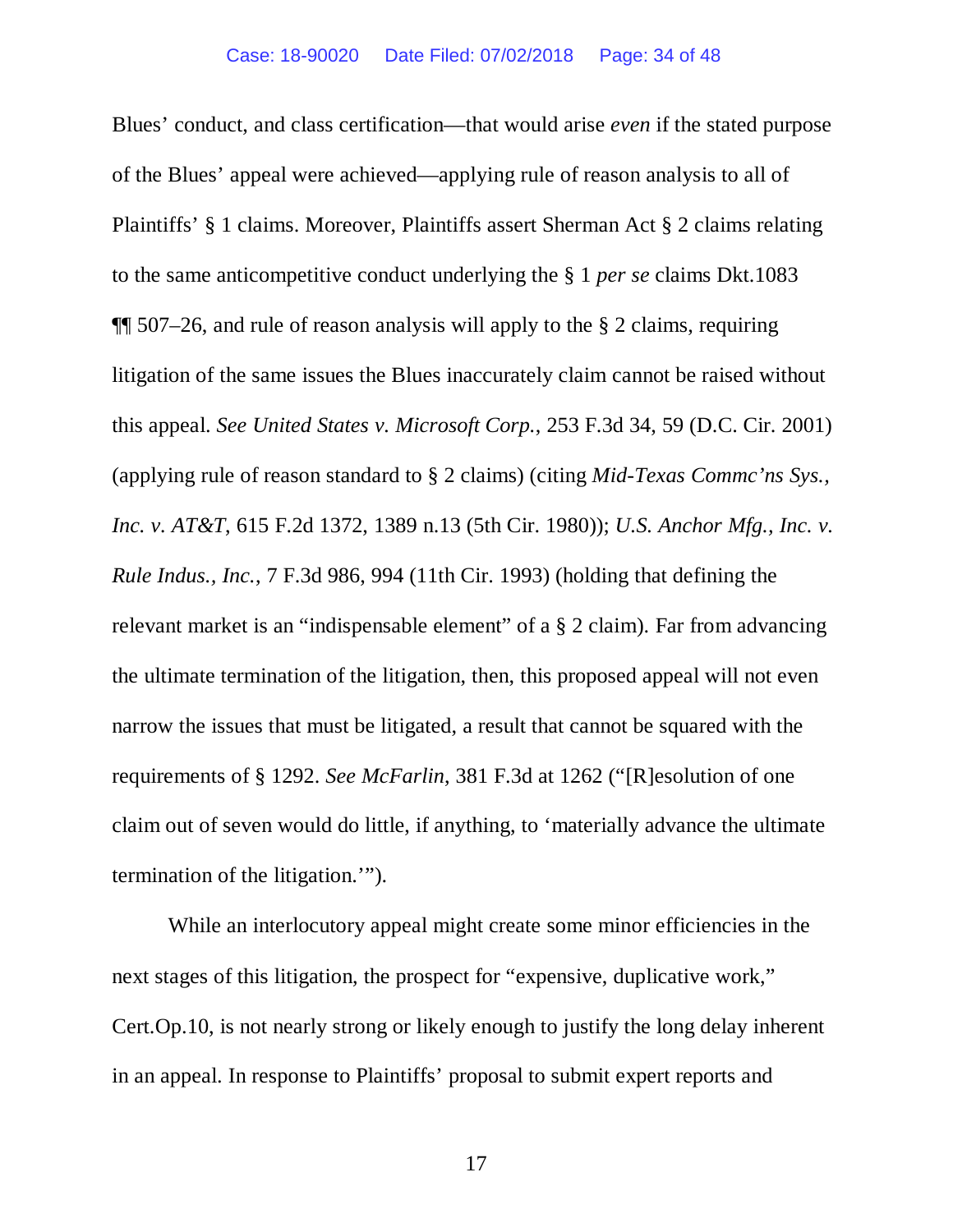Blues' conduct, and class certification—that would arise *even* if the stated purpose of the Blues' appeal were achieved—applying rule of reason analysis to all of Plaintiffs' § 1 claims. Moreover, Plaintiffs assert Sherman Act § 2 claims relating to the same anticompetitive conduct underlying the § 1 *per se* claims Dkt.1083 ¶¶ 507–26, and rule of reason analysis will apply to the § 2 claims, requiring litigation of the same issues the Blues inaccurately claim cannot be raised without this appeal. *See United States v. Microsoft Corp.*, 253 F.3d 34, 59 (D.C. Cir. 2001) (applying rule of reason standard to § 2 claims) (citing *Mid-Texas Commc'ns Sys., Inc. v. AT&T*, 615 F.2d 1372, 1389 n.13 (5th Cir. 1980)); *U.S. Anchor Mfg., Inc. v. Rule Indus., Inc.*, 7 F.3d 986, 994 (11th Cir. 1993) (holding that defining the relevant market is an "indispensable element" of a § 2 claim). Far from advancing the ultimate termination of the litigation, then, this proposed appeal will not even narrow the issues that must be litigated, a result that cannot be squared with the requirements of § 1292. *See McFarlin*, 381 F.3d at 1262 ("[R]esolution of one claim out of seven would do little, if anything, to 'materially advance the ultimate termination of the litigation.'").

While an interlocutory appeal might create some minor efficiencies in the next stages of this litigation, the prospect for "expensive, duplicative work," Cert.Op.10, is not nearly strong or likely enough to justify the long delay inherent in an appeal. In response to Plaintiffs' proposal to submit expert reports and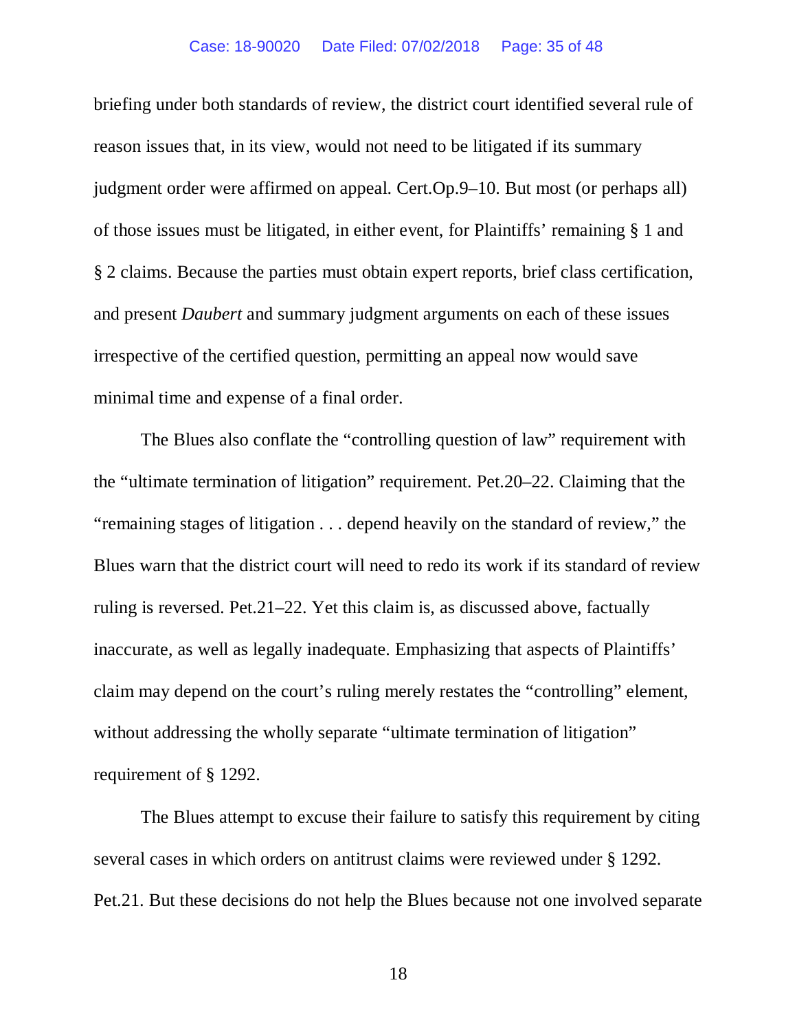briefing under both standards of review, the district court identified several rule of reason issues that, in its view, would not need to be litigated if its summary judgment order were affirmed on appeal. Cert.Op.9–10. But most (or perhaps all) of those issues must be litigated, in either event, for Plaintiffs' remaining § 1 and § 2 claims. Because the parties must obtain expert reports, brief class certification, and present *Daubert* and summary judgment arguments on each of these issues irrespective of the certified question, permitting an appeal now would save minimal time and expense of a final order.

The Blues also conflate the "controlling question of law" requirement with the "ultimate termination of litigation" requirement. Pet.20–22. Claiming that the "remaining stages of litigation . . . depend heavily on the standard of review," the Blues warn that the district court will need to redo its work if its standard of review ruling is reversed. Pet.21–22. Yet this claim is, as discussed above, factually inaccurate, as well as legally inadequate. Emphasizing that aspects of Plaintiffs' claim may depend on the court's ruling merely restates the "controlling" element, without addressing the wholly separate "ultimate termination of litigation" requirement of § 1292.

The Blues attempt to excuse their failure to satisfy this requirement by citing several cases in which orders on antitrust claims were reviewed under § 1292. Pet.21. But these decisions do not help the Blues because not one involved separate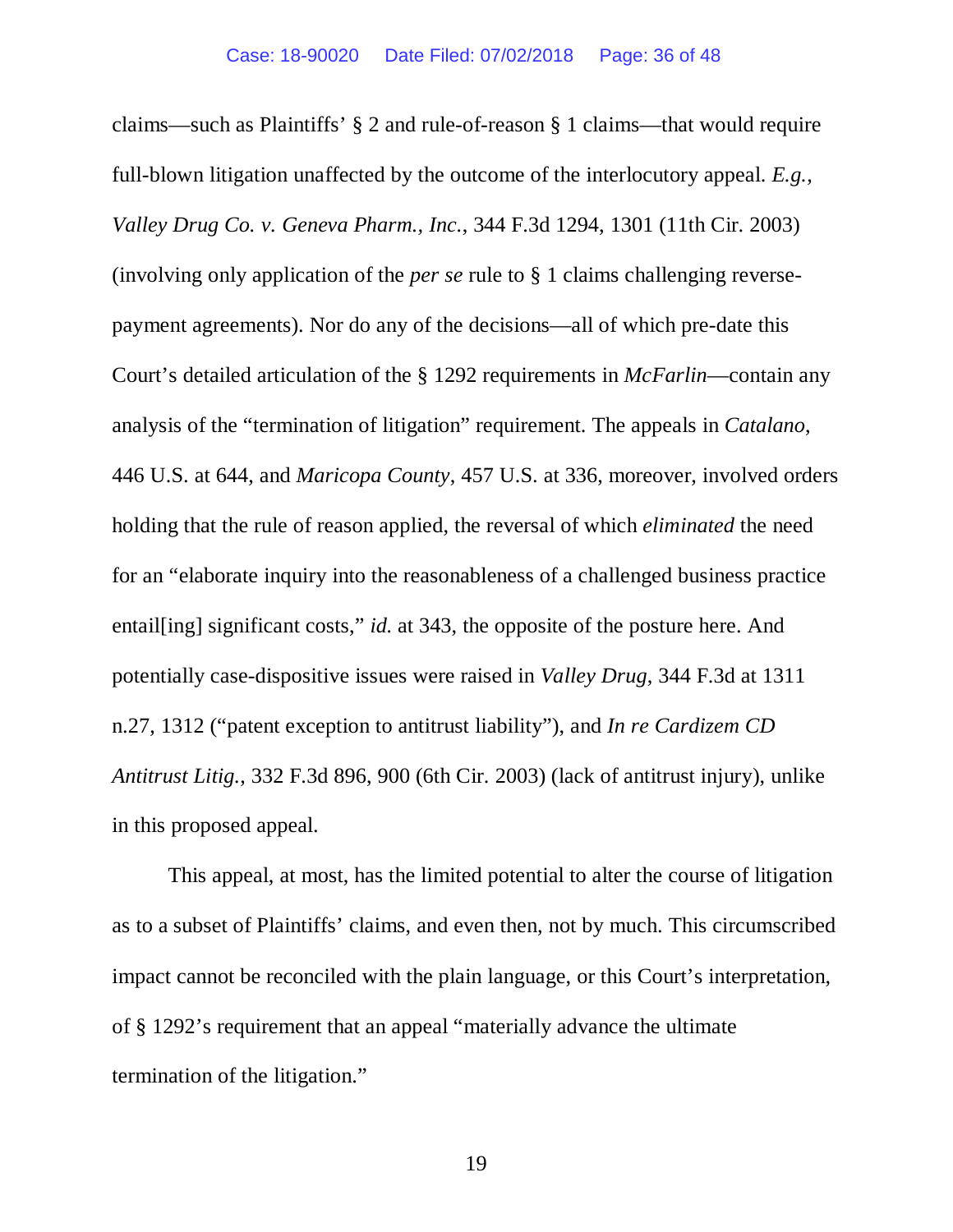claims—such as Plaintiffs' § 2 and rule-of-reason § 1 claims—that would require full-blown litigation unaffected by the outcome of the interlocutory appeal. *E.g.*, *Valley Drug Co. v. Geneva Pharm., Inc.*, 344 F.3d 1294, 1301 (11th Cir. 2003) (involving only application of the *per se* rule to § 1 claims challenging reverse-payment agreements). Nor do any of the decisions—all of which pre-date this Court's detailed articulation of the § 1292 requirements in *McFarlin*—contain any analysis of the "termination of litigation" requirement. The appeals in *Catalano*, 446 U.S. at 644, and *Maricopa County*, 457 U.S. at 336, moreover, involved orders holding that the rule of reason applied, the reversal of which *eliminated* the need for an "elaborate inquiry into the reasonableness of a challenged business practice entail[ing] significant costs," *id.* at 343, the opposite of the posture here. And potentially case-dispositive issues were raised in *Valley Drug*, 344 F.3d at 1311 n.27, 1312 ("patent exception to antitrust liability"), and *In re Cardizem CD Antitrust Litig.*, 332 F.3d 896, 900 (6th Cir. 2003) (lack of antitrust injury), unlike in this proposed appeal.

This appeal, at most, has the limited potential to alter the course of litigation as to a subset of Plaintiffs' claims, and even then, not by much. This circumscribed impact cannot be reconciled with the plain language, or this Court's interpretation, of § 1292's requirement that an appeal "materially advance the ultimate termination of the litigation."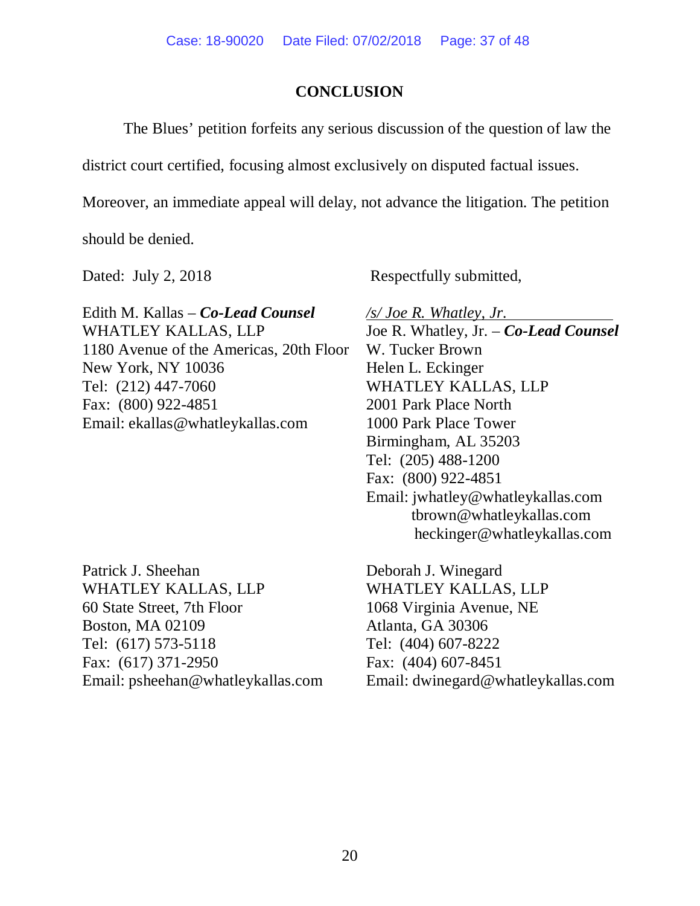## CONCLUSION

The Blues' petition forfeits any serious discussion of the question of law the district court certified, focusing almost exclusively on disputed factual issues. Moreover, an immediate appeal will delay, not advance the litigation. The petition should be denied.

Dated: July 2, 2018

Respectfully submitted,

*/s/ Joe R. Whatley, Jr.*
Joe R. Whatley, Jr. – ***Co-Lead Counsel***
W. Tucker Brown
Helen L. Eckinger
WHATLEY KALLAS, LLP
2001 Park Place North
1000 Park Place Tower
Birmingham, AL 35203
Tel: (205) 488-1200
Fax: (800) 922-4851
Email: jwhatley@whatleykallas.com
tbrown@whatleykallas.com
heckinger@whatleykallas.com

Edith M. Kallas – ***Co-Lead Counsel***
WHATLEY KALLAS, LLP
1180 Avenue of the Americas, 20th Floor
New York, NY 10036
Tel: (212) 447-7060
Fax: (800) 922-4851
Email: ekallas@whatleykallas.com

Patrick J. Sheehan
WHATLEY KALLAS, LLP
60 State Street, 7th Floor
Boston, MA 02109
Tel: (617) 573-5118
Fax: (617) 371-2950
Email: psheehan@whatleykallas.com

Deborah J. Winegard
WHATLEY KALLAS, LLP
1068 Virginia Avenue, NE
Atlanta, GA 30306
Tel: (404) 607-8222
Fax: (404) 607-8451
Email: dwinegard@whatleykallas.com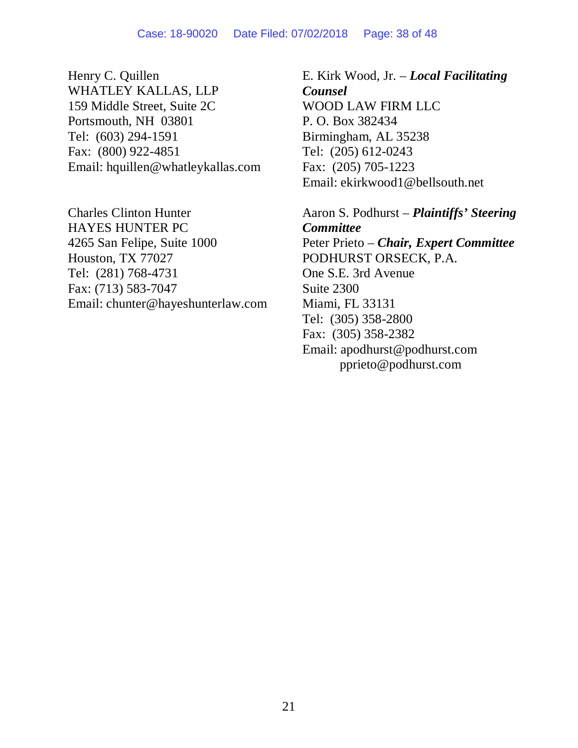Henry C. Quillen
WHATLEY KALLAS, LLP
159 Middle Street, Suite 2C
Portsmouth, NH 03801
Tel: (603) 294-1591
Fax: (800) 922-4851
Email: hquillen@whatleykallas.com

Charles Clinton Hunter
HAYES HUNTER PC
4265 San Felipe, Suite 1000
Houston, TX 77027
Tel: (281) 768-4731
Fax: (713) 583-7047
Email: chunter@hayeshunterlaw.com

E. Kirk Wood, Jr. – ***Local Facilitating Counsel***
WOOD LAW FIRM LLC
P. O. Box 382434
Birmingham, AL 35238
Tel: (205) 612-0243
Fax: (205) 705-1223
Email: ekirkwood1@bellsouth.net

Aaron S. Podhurst – ***Plaintiffs' Steering Committee***
Peter Prieto – ***Chair, Expert Committee***
PODHURST ORSECK, P.A.
One S.E. 3rd Avenue
Suite 2300
Miami, FL 33131
Tel: (305) 358-2800
Fax: (305) 358-2382
Email: apodhurst@podhurst.com
pprieto@podhurst.com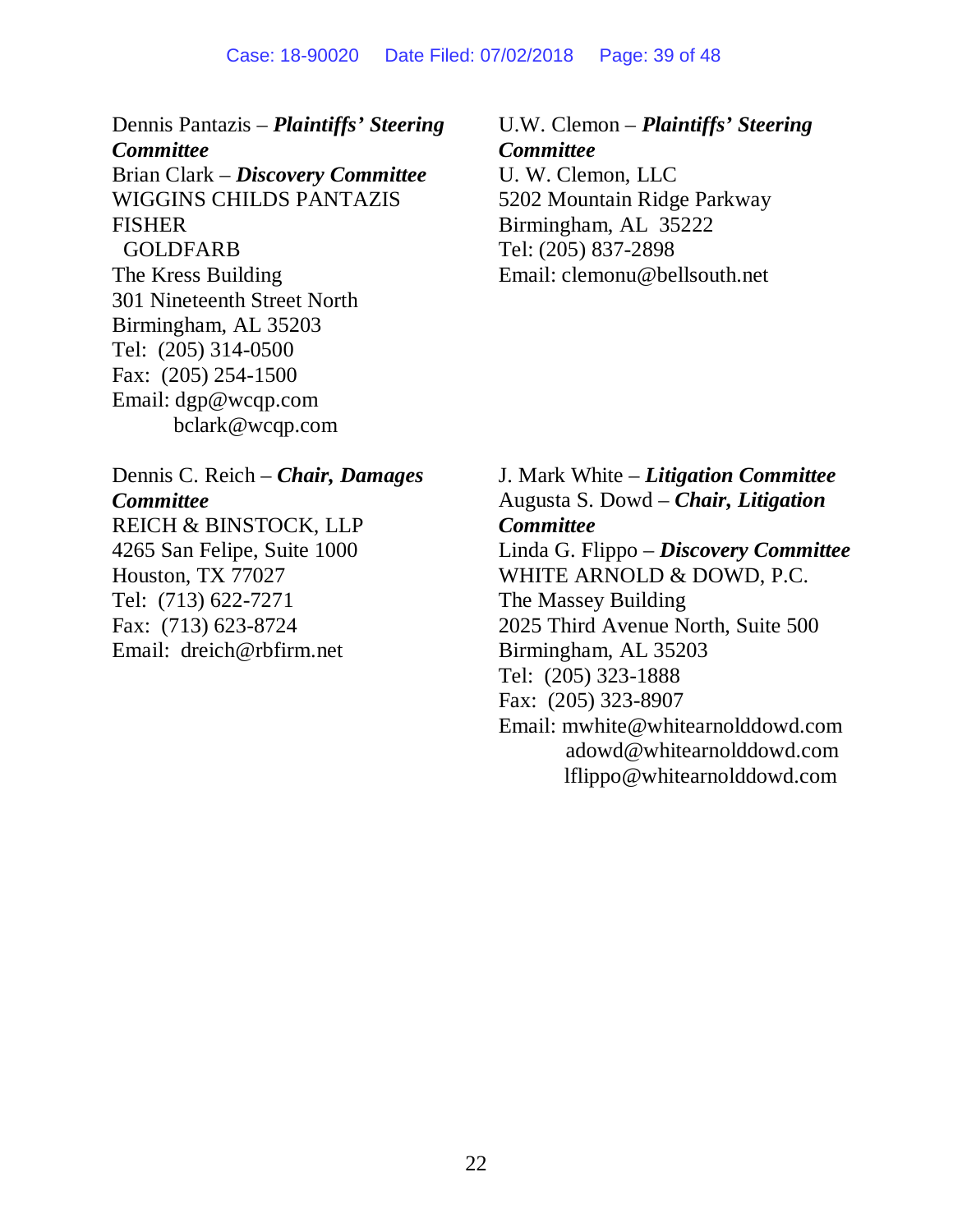Dennis Pantazis – ***Plaintiffs' Steering Committee***
Brian Clark – ***Discovery Committee***
WIGGINS CHILDS PANTAZIS FISHER GOLDFARB
The Kress Building
301 Nineteenth Street North
Birmingham, AL 35203
Tel: (205) 314-0500
Fax: (205) 254-1500
Email: dgp@wcqp.com
bclark@wcqp.com

U.W. Clemon – ***Plaintiffs' Steering Committee***
U. W. Clemon, LLC
5202 Mountain Ridge Parkway
Birmingham, AL 35222
Tel: (205) 837-2898
Email: clemonu@bellsouth.net

Dennis C. Reich – ***Chair, Damages Committee***
REICH & BINSTOCK, LLP
4265 San Felipe, Suite 1000
Houston, TX 77027
Tel: (713) 622-7271
Fax: (713) 623-8724
Email: dreich@rbfirm.net

J. Mark White – ***Litigation Committee***
Augusta S. Dowd – ***Chair, Litigation Committee***
Linda G. Flippo – ***Discovery Committee***
WHITE ARNOLD & DOWD, P.C.
The Massey Building
2025 Third Avenue North, Suite 500
Birmingham, AL 35203
Tel: (205) 323-1888
Fax: (205) 323-8907
Email: mwhite@whitearnolddowd.com
adowd@whitearnolddowd.com
lflippo@whitearnolddowd.com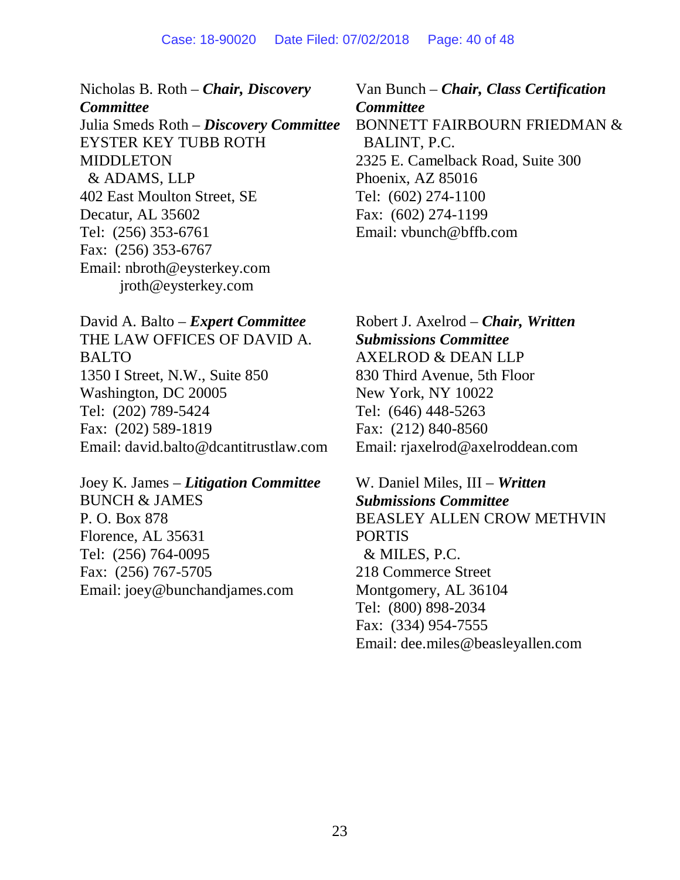Nicholas B. Roth – ***Chair, Discovery Committee***
Julia Smeds Roth – ***Discovery Committee***
EYSTER KEY TUBB ROTH MIDDLETON
& ADAMS, LLP
402 East Moulton Street, SE
Decatur, AL 35602
Tel: (256) 353-6761
Fax: (256) 353-6767
Email: nbroth@eysterkey.com
jroth@eysterkey.com

Van Bunch – ***Chair, Class Certification Committee***
BONNETT FAIRBOURN FRIEDMAN &
BALINT, P.C.
2325 E. Camelback Road, Suite 300
Phoenix, AZ 85016
Tel: (602) 274-1100
Fax: (602) 274-1199
Email: vbunch@bffb.com

David A. Balto – ***Expert Committee***
THE LAW OFFICES OF DAVID A. BALTO
1350 I Street, N.W., Suite 850
Washington, DC 20005
Tel: (202) 789-5424
Fax: (202) 589-1819
Email: david.balto@dcantitrustlaw.com

Robert J. Axelrod – ***Chair, Written Submissions Committee***
AXELROD & DEAN LLP
830 Third Avenue, 5th Floor
New York, NY 10022
Tel: (646) 448-5263
Fax: (212) 840-8560
Email: rjaxelrod@axelroddean.com

Joey K. James – ***Litigation Committee***
BUNCH & JAMES
P. O. Box 878
Florence, AL 35631
Tel: (256) 764-0095
Fax: (256) 767-5705
Email: joey@bunchandjames.com

W. Daniel Miles, III – ***Written Submissions Committee***
BEASLEY ALLEN CROW METHVIN PORTIS
& MILES, P.C.
218 Commerce Street
Montgomery, AL 36104
Tel: (800) 898-2034
Fax: (334) 954-7555
Email: dee.miles@beasleyallen.com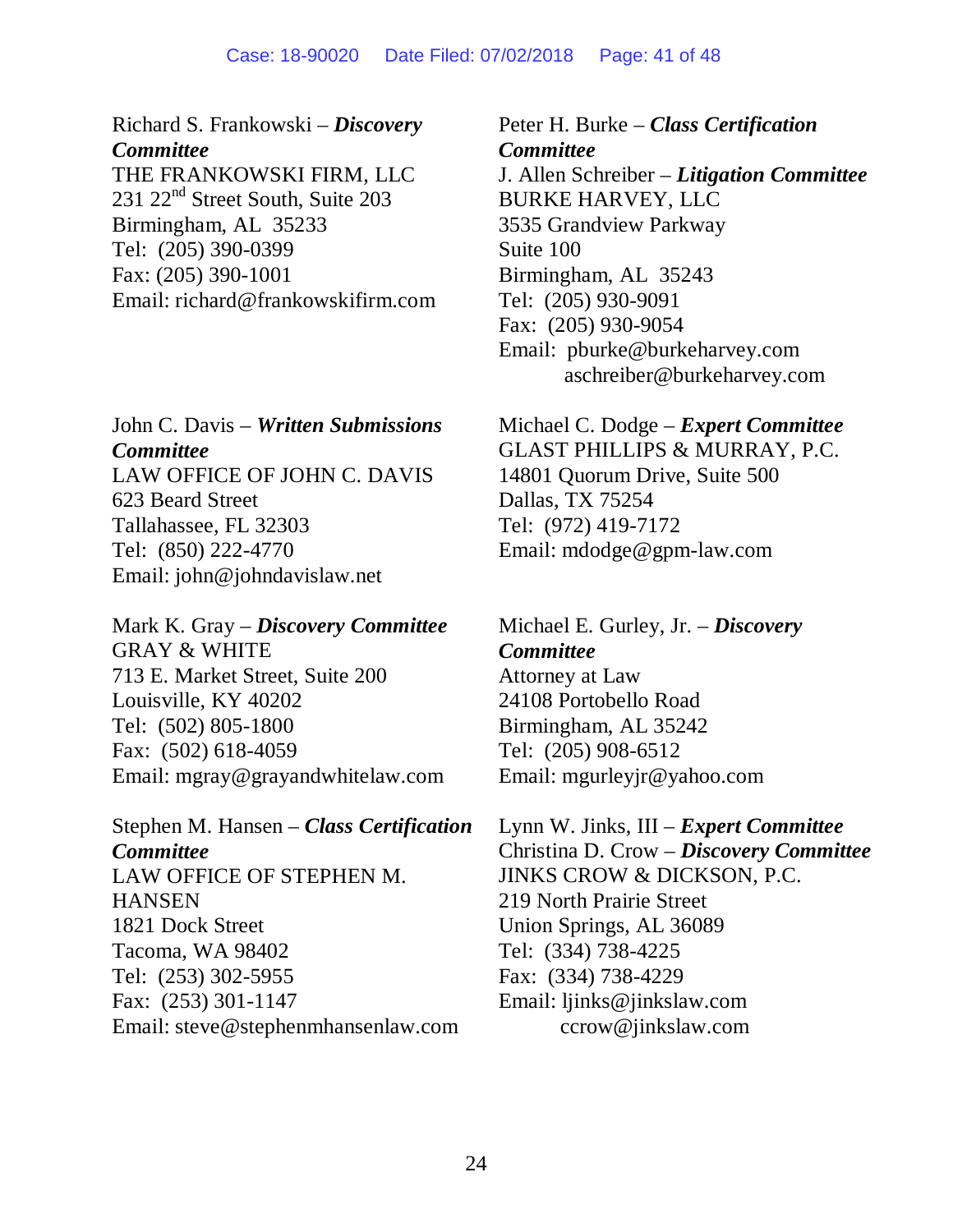Richard S. Frankowski – ***Discovery Committee***
THE FRANKOWSKI FIRM, LLC
231 22nd Street South, Suite 203
Birmingham, AL 35233
Tel: (205) 390-0399
Fax: (205) 390-1001
Email: richard@frankowskifirm.com

Peter H. Burke – ***Class Certification Committee***
J. Allen Schreiber – ***Litigation Committee***
BURKE HARVEY, LLC
3535 Grandview Parkway
Suite 100
Birmingham, AL 35243
Tel: (205) 930-9091
Fax: (205) 930-9054
Email: pburke@burkeharvey.com
aschreiber@burkeharvey.com

John C. Davis – ***Written Submissions Committee***
LAW OFFICE OF JOHN C. DAVIS
623 Beard Street
Tallahassee, FL 32303
Tel: (850) 222-4770
Email: john@johndavislaw.net

Michael C. Dodge – ***Expert Committee***
GLAST PHILLIPS & MURRAY, P.C.
14801 Quorum Drive, Suite 500
Dallas, TX 75254
Tel: (972) 419-7172
Email: mdodge@gpm-law.com

Mark K. Gray – ***Discovery Committee***
GRAY & WHITE
713 E. Market Street, Suite 200
Louisville, KY 40202
Tel: (502) 805-1800
Fax: (502) 618-4059
Email: mgray@grayandwhitelaw.com

Michael E. Gurley, Jr. – ***Discovery Committee***
Attorney at Law
24108 Portobello Road
Birmingham, AL 35242
Tel: (205) 908-6512
Email: mgurleyjr@yahoo.com

Stephen M. Hansen – ***Class Certification Committee***
LAW OFFICE OF STEPHEN M. HANSEN
1821 Dock Street
Tacoma, WA 98402
Tel: (253) 302-5955
Fax: (253) 301-1147
Email: steve@stephenmhansenlaw.com

Lynn W. Jinks, III – ***Expert Committee***
Christina D. Crow – ***Discovery Committee***
JINKS CROW & DICKSON, P.C.
219 North Prairie Street
Union Springs, AL 36089
Tel: (334) 738-4225
Fax: (334) 738-4229
Email: ljinks@jinkslaw.com
ccrow@jinkslaw.com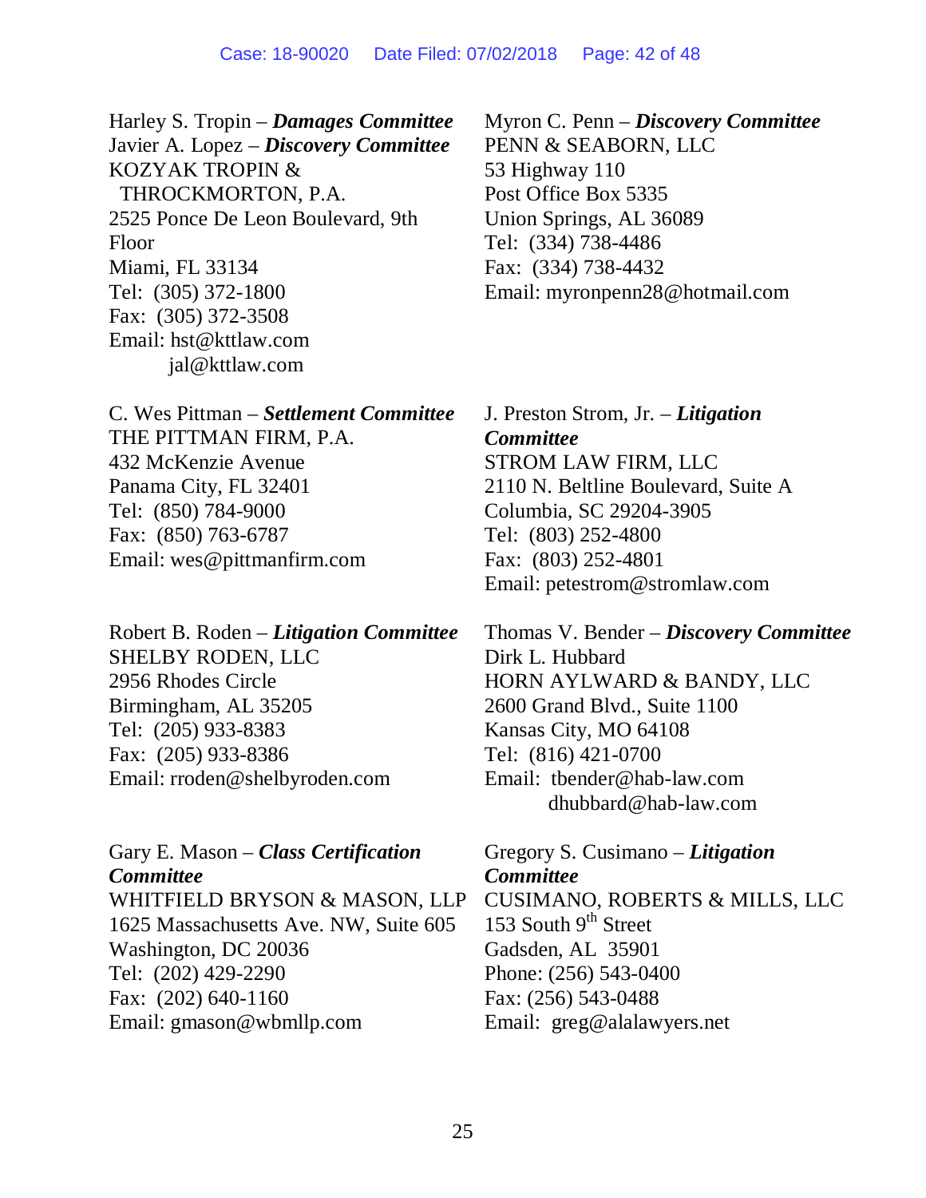Harley S. Tropin – ***Damages Committee***
Javier A. Lopez – ***Discovery Committee***
KOZYAK TROPIN &
THROCKMORTON, P.A.
2525 Ponce De Leon Boulevard, 9th Floor
Miami, FL 33134
Tel: (305) 372-1800
Fax: (305) 372-3508
Email: hst@kttlaw.com
jal@kttlaw.com

Myron C. Penn – ***Discovery Committee***
PENN & SEABORN, LLC
53 Highway 110
Post Office Box 5335
Union Springs, AL 36089
Tel: (334) 738-4486
Fax: (334) 738-4432
Email: myronpenn28@hotmail.com

C. Wes Pittman – ***Settlement Committee***
THE PITTMAN FIRM, P.A.
432 McKenzie Avenue
Panama City, FL 32401
Tel: (850) 784-9000
Fax: (850) 763-6787
Email: wes@pittmanfirm.com

J. Preston Strom, Jr. – ***Litigation Committee***
STROM LAW FIRM, LLC
2110 N. Beltline Boulevard, Suite A
Columbia, SC 29204-3905
Tel: (803) 252-4800
Fax: (803) 252-4801
Email: petestrom@stromlaw.com

Robert B. Roden – ***Litigation Committee***
SHELBY RODEN, LLC
2956 Rhodes Circle
Birmingham, AL 35205
Tel: (205) 933-8383
Fax: (205) 933-8386
Email: rroden@shelbyroden.com

Thomas V. Bender – ***Discovery Committee***
Dirk L. Hubbard
HORN AYLWARD & BANDY, LLC
2600 Grand Blvd., Suite 1100
Kansas City, MO 64108
Tel: (816) 421-0700
Email: tbender@hab-law.com
dhubbard@hab-law.com

Gary E. Mason – ***Class Certification Committee***
WHITFIELD BRYSON & MASON, LLP
1625 Massachusetts Ave. NW, Suite 605
Washington, DC 20036
Tel: (202) 429-2290
Fax: (202) 640-1160
Email: gmason@wbmllp.com

Gregory S. Cusimano – ***Litigation Committee***
CUSIMANO, ROBERTS & MILLS, LLC
153 South 9th Street
Gadsden, AL 35901
Phone: (256) 543-0400
Fax: (256) 543-0488
Email: greg@alalawyers.net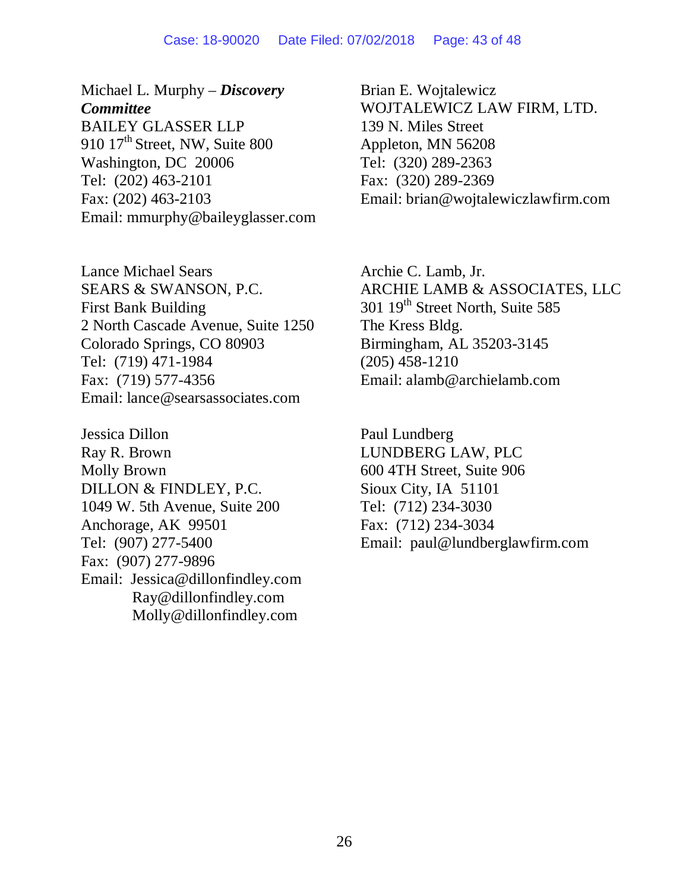Michael L. Murphy – ***Discovery Committee***
BAILEY GLASSER LLP
910 17th Street, NW, Suite 800
Washington, DC 20006
Tel: (202) 463-2101
Fax: (202) 463-2103
Email: mmurphy@baileyglasser.com

Brian E. Wojtalewicz
WOJTALEWICZ LAW FIRM, LTD.
139 N. Miles Street
Appleton, MN 56208
Tel: (320) 289-2363
Fax: (320) 289-2369
Email: brian@wojtalewiczlawfirm.com

Lance Michael Sears
SEARS & SWANSON, P.C.
First Bank Building
2 North Cascade Avenue, Suite 1250
Colorado Springs, CO 80903
Tel: (719) 471-1984
Fax: (719) 577-4356
Email: lance@searsassociates.com

Archie C. Lamb, Jr.
ARCHIE LAMB & ASSOCIATES, LLC
301 19th Street North, Suite 585
The Kress Bldg.
Birmingham, AL 35203-3145
(205) 458-1210
Email: alamb@archielamb.com

Jessica Dillon
Ray R. Brown
Molly Brown
DILLON & FINDLEY, P.C.
1049 W. 5th Avenue, Suite 200
Anchorage, AK 99501
Tel: (907) 277-5400
Fax: (907) 277-9896
Email: Jessica@dillonfindley.com
Ray@dillonfindley.com
Molly@dillonfindley.com

Paul Lundberg
LUNDBERG LAW, PLC
600 4TH Street, Suite 906
Sioux City, IA 51101
Tel: (712) 234-3030
Fax: (712) 234-3034
Email: paul@lundberglawfirm.com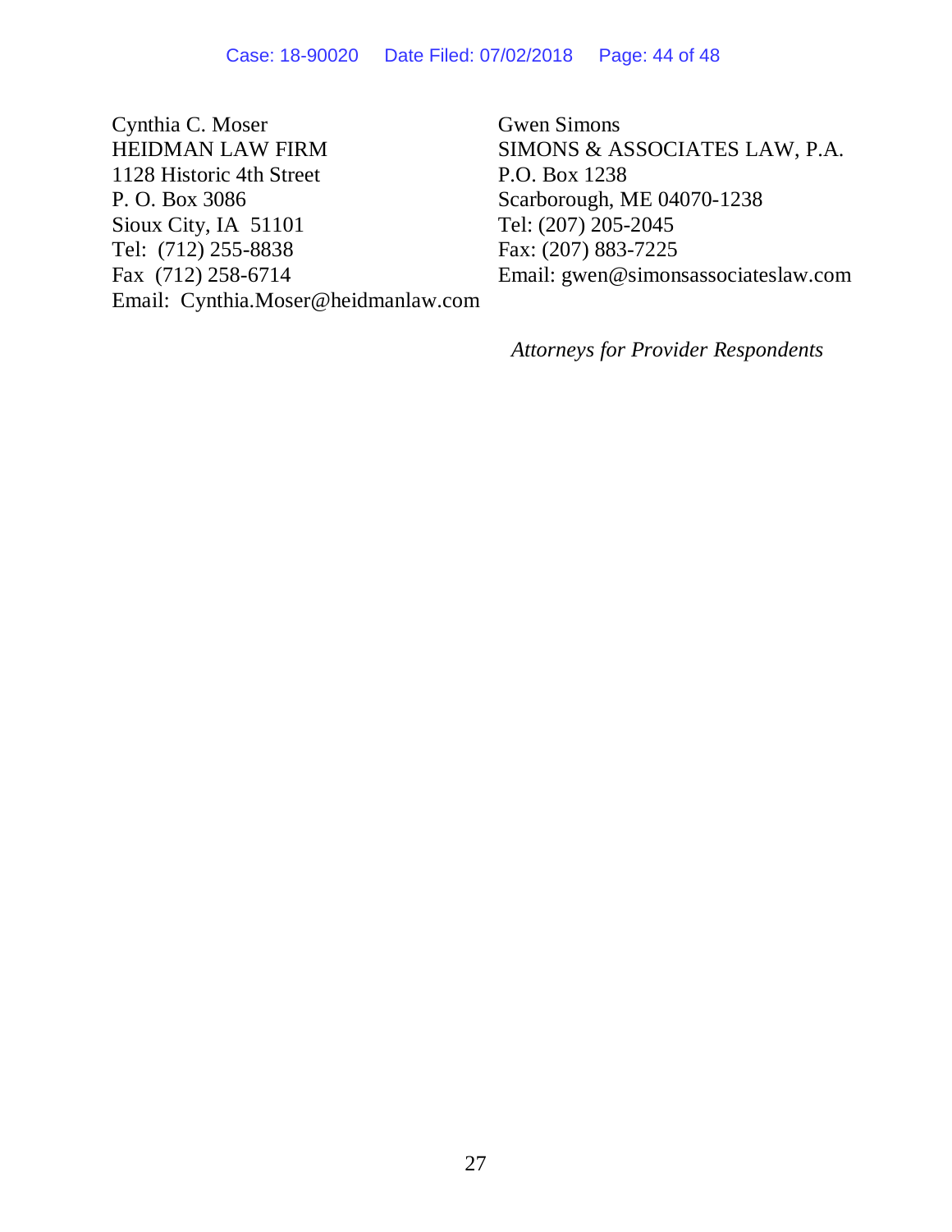Cynthia C. Moser
HEIDMAN LAW FIRM
1128 Historic 4th Street
P. O. Box 3086
Sioux City, IA 51101
Tel: (712) 255-8838
Fax (712) 258-6714
Email: Cynthia.Moser@heidmanlaw.com

Gwen Simons
SIMONS & ASSOCIATES LAW, P.A.
P.O. Box 1238
Scarborough, ME 04070-1238
Tel: (207) 205-2045
Fax: (207) 883-7225
Email: gwen@simonsassociateslaw.com

*Attorneys for Provider Respondents*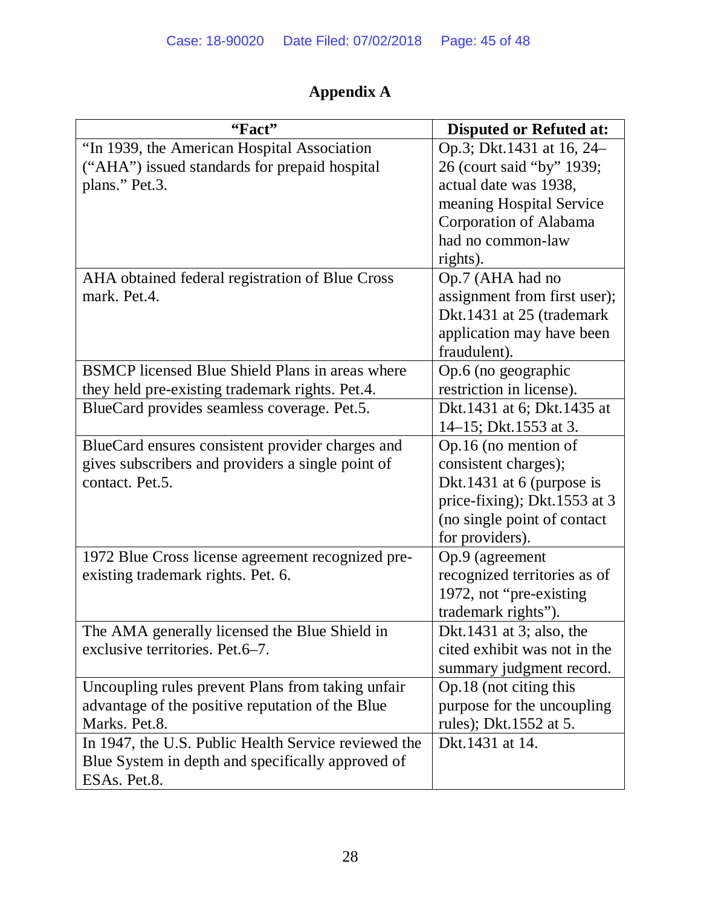# Appendix A

| "Fact" | Disputed or Refuted at: |
|---|---|
| "In 1939, the American Hospital Association ("AHA") issued standards for prepaid hospital plans." Pet.3. | Op.3; Dkt.1431 at 16, 24–26 (court said "by" 1939; actual date was 1938, meaning Hospital Service Corporation of Alabama had no common-law rights). |
| AHA obtained federal registration of Blue Cross mark. Pet.4. | Op.7 (AHA had no assignment from first user); Dkt.1431 at 25 (trademark application may have been fraudulent). |
| BSMCP licensed Blue Shield Plans in areas where they held pre-existing trademark rights. Pet.4. | Op.6 (no geographic restriction in license). |
| BlueCard provides seamless coverage. Pet.5. | Dkt.1431 at 6; Dkt.1435 at 14–15; Dkt.1553 at 3. |
| BlueCard ensures consistent provider charges and gives subscribers and providers a single point of contact. Pet.5. | Op.16 (no mention of consistent charges); Dkt.1431 at 6 (purpose is price-fixing); Dkt.1553 at 3 (no single point of contact for providers). |
| 1972 Blue Cross license agreement recognized pre-existing trademark rights. Pet. 6. | Op.9 (agreement recognized territories as of 1972, not "pre-existing trademark rights"). |
| The AMA generally licensed the Blue Shield in exclusive territories. Pet.6–7. | Dkt.1431 at 3; also, the cited exhibit was not in the summary judgment record. |
| Uncoupling rules prevent Plans from taking unfair advantage of the positive reputation of the Blue Marks. Pet.8. | Op.18 (not citing this purpose for the uncoupling rules); Dkt.1552 at 5. |
| In 1947, the U.S. Public Health Service reviewed the Blue System in depth and specifically approved of ESAs. Pet.8. | Dkt.1431 at 14. |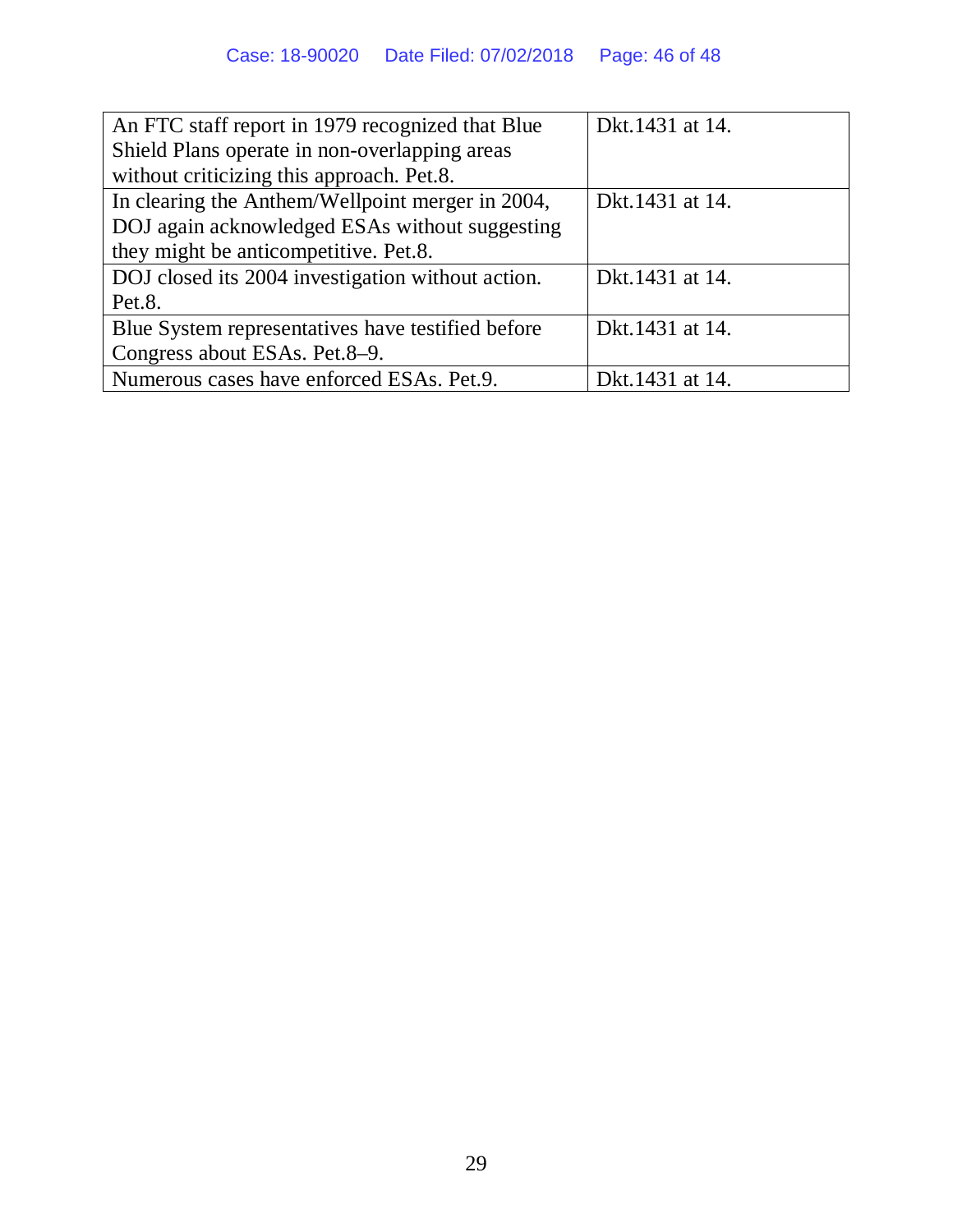| | |
|---|---|
| An FTC staff report in 1979 recognized that Blue Shield Plans operate in non-overlapping areas without criticizing this approach. Pet.8. | Dkt.1431 at 14. |
| In clearing the Anthem/Wellpoint merger in 2004, DOJ again acknowledged ESAs without suggesting they might be anticompetitive. Pet.8. | Dkt.1431 at 14. |
| DOJ closed its 2004 investigation without action. Pet.8. | Dkt.1431 at 14. |
| Blue System representatives have testified before Congress about ESAs. Pet.8–9. | Dkt.1431 at 14. |
| Numerous cases have enforced ESAs. Pet.9. | Dkt.1431 at 14. |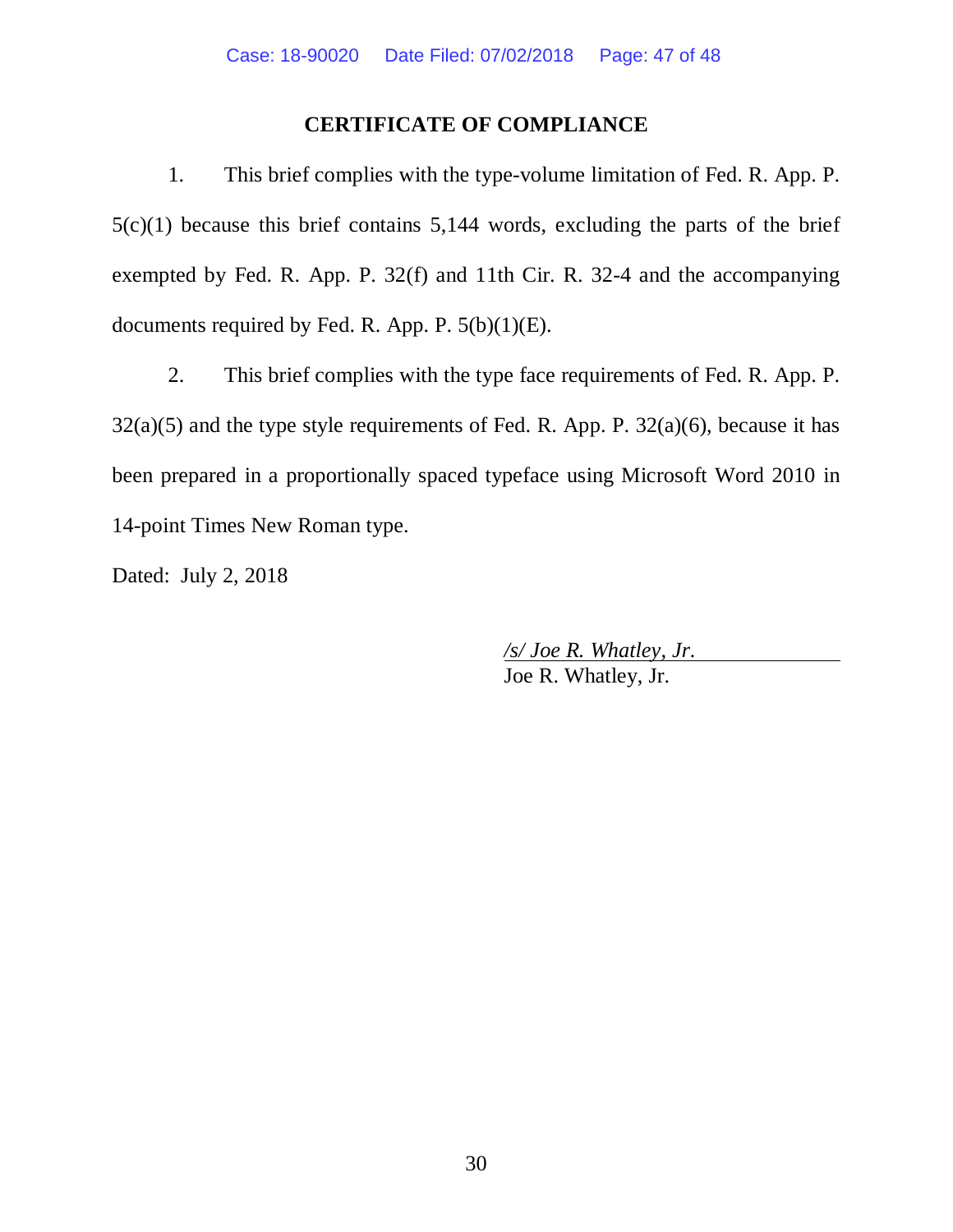## CERTIFICATE OF COMPLIANCE

1. This brief complies with the type-volume limitation of Fed. R. App. P. 5(c)(1) because this brief contains 5,144 words, excluding the parts of the brief exempted by Fed. R. App. P. 32(f) and 11th Cir. R. 32-4 and the accompanying documents required by Fed. R. App. P. 5(b)(1)(E).

2. This brief complies with the type face requirements of Fed. R. App. P. 32(a)(5) and the type style requirements of Fed. R. App. P. 32(a)(6), because it has been prepared in a proportionally spaced typeface using Microsoft Word 2010 in 14-point Times New Roman type.

Dated: July 2, 2018

*/s/ Joe R. Whatley, Jr.*
Joe R. Whatley, Jr.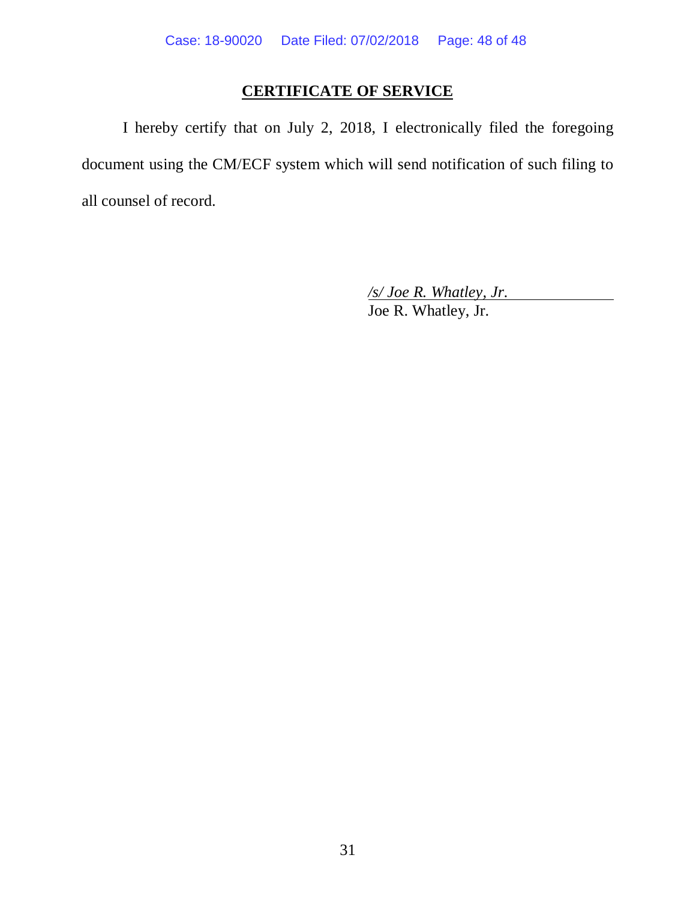## CERTIFICATE OF SERVICE

I hereby certify that on July 2, 2018, I electronically filed the foregoing document using the CM/ECF system which will send notification of such filing to all counsel of record.

*/s/ Joe R. Whatley, Jr.*
Joe R. Whatley, Jr.